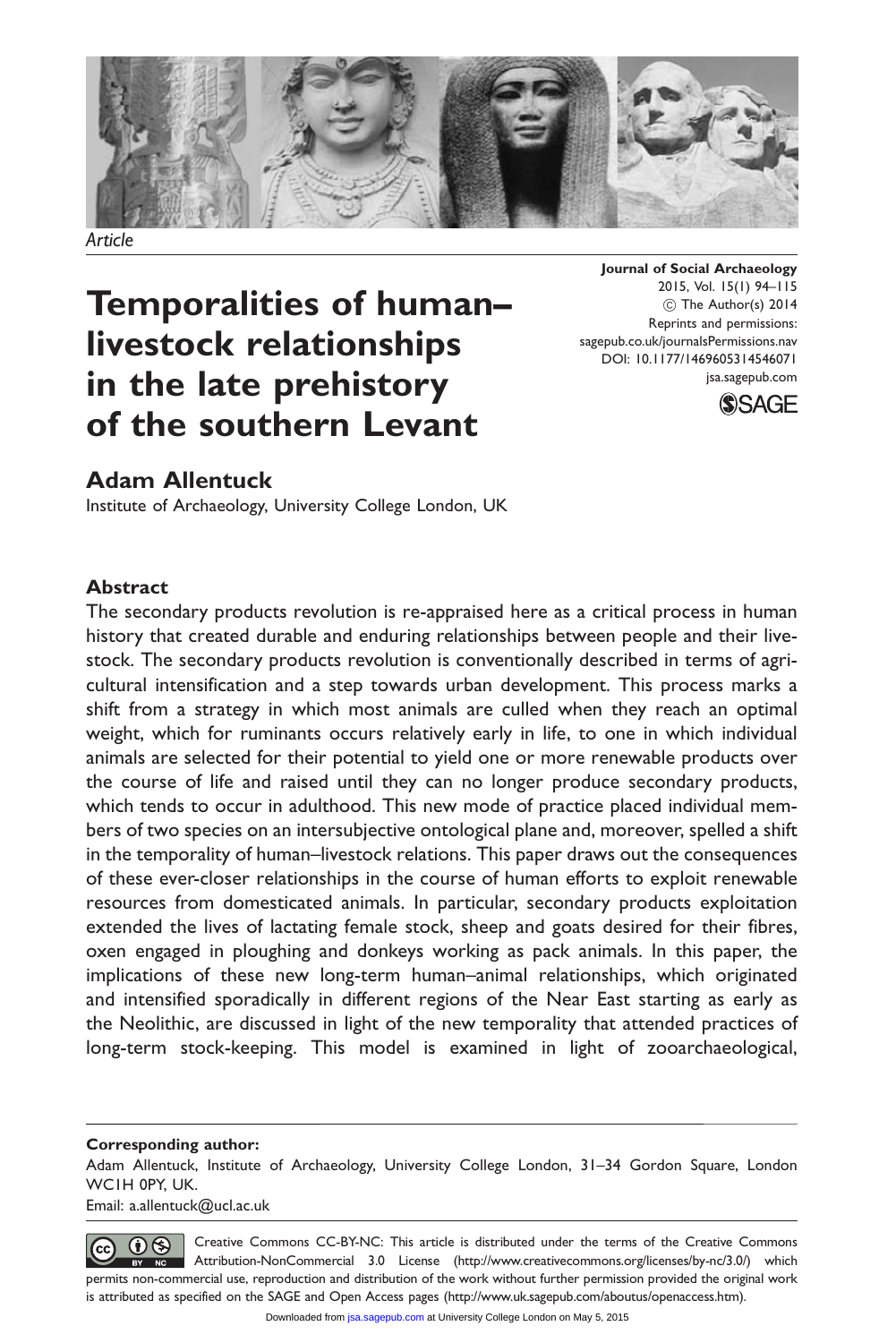Article

# Temporalities of human–livestock relationships in the late prehistory of the southern Levant

**Journal of Social Archaeology**
2015, Vol. 15(1) 94–115
© The Author(s) 2014
Reprints and permissions: sagepub.co.uk/journalsPermissions.nav
DOI: 10.1177/1469605314546071
jsa.sagepub.com

## Adam Allentuck

Institute of Archaeology, University College London, UK

### Abstract

The secondary products revolution is re-appraised here as a critical process in human history that created durable and enduring relationships between people and their livestock. The secondary products revolution is conventionally described in terms of agricultural intensification and a step towards urban development. This process marks a shift from a strategy in which most animals are culled when they reach an optimal weight, which for ruminants occurs relatively early in life, to one in which individual animals are selected for their potential to yield one or more renewable products over the course of life and raised until they can no longer produce secondary products, which tends to occur in adulthood. This new mode of practice placed individual members of two species on an intersubjective ontological plane and, moreover, spelled a shift in the temporality of human–livestock relations. This paper draws out the consequences of these ever-closer relationships in the course of human efforts to exploit renewable resources from domesticated animals. In particular, secondary products exploitation extended the lives of lactating female stock, sheep and goats desired for their fibres, oxen engaged in ploughing and donkeys working as pack animals. In this paper, the implications of these new long-term human–animal relationships, which originated and intensified sporadically in different regions of the Near East starting as early as the Neolithic, are discussed in light of the new temporality that attended practices of long-term stock-keeping. This model is examined in light of zooarchaeological,

**Corresponding author:**
Adam Allentuck, Institute of Archaeology, University College London, 31–34 Gordon Square, London WC1H 0PY, UK.
Email: a.allentuck@ucl.ac.uk

Creative Commons CC-BY-NC: This article is distributed under the terms of the Creative Commons Attribution-NonCommercial 3.0 License (http://www.creativecommons.org/licenses/by-nc/3.0/) which permits non-commercial use, reproduction and distribution of the work without further permission provided the original work is attributed as specified on the SAGE and Open Access pages (http://www.uk.sagepub.com/aboutus/openaccess.htm).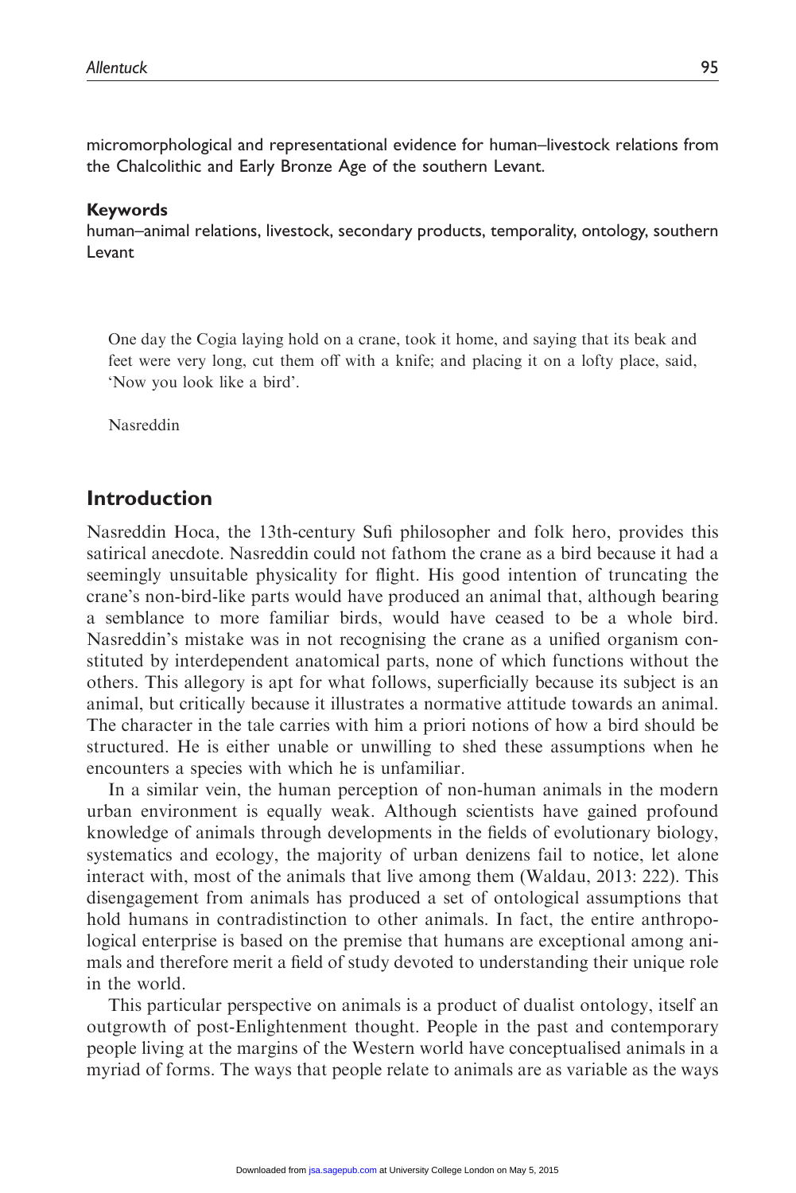micromorphological and representational evidence for human–livestock relations from the Chalcolithic and Early Bronze Age of the southern Levant.

**Keywords**

human–animal relations, livestock, secondary products, temporality, ontology, southern Levant

> One day the Cogia laying hold on a crane, took it home, and saying that its beak and feet were very long, cut them off with a knife; and placing it on a lofty place, said, 'Now you look like a bird'.
>
> Nasreddin

## Introduction

Nasreddin Hoca, the 13th-century Sufi philosopher and folk hero, provides this satirical anecdote. Nasreddin could not fathom the crane as a bird because it had a seemingly unsuitable physicality for flight. His good intention of truncating the crane's non-bird-like parts would have produced an animal that, although bearing a semblance to more familiar birds, would have ceased to be a whole bird. Nasreddin's mistake was in not recognising the crane as a unified organism constituted by interdependent anatomical parts, none of which functions without the others. This allegory is apt for what follows, superficially because its subject is an animal, but critically because it illustrates a normative attitude towards an animal. The character in the tale carries with him a priori notions of how a bird should be structured. He is either unable or unwilling to shed these assumptions when he encounters a species with which he is unfamiliar.

In a similar vein, the human perception of non-human animals in the modern urban environment is equally weak. Although scientists have gained profound knowledge of animals through developments in the fields of evolutionary biology, systematics and ecology, the majority of urban denizens fail to notice, let alone interact with, most of the animals that live among them (Waldau, 2013: 222). This disengagement from animals has produced a set of ontological assumptions that hold humans in contradistinction to other animals. In fact, the entire anthropological enterprise is based on the premise that humans are exceptional among animals and therefore merit a field of study devoted to understanding their unique role in the world.

This particular perspective on animals is a product of dualist ontology, itself an outgrowth of post-Enlightenment thought. People in the past and contemporary people living at the margins of the Western world have conceptualised animals in a myriad of forms. The ways that people relate to animals are as variable as the ways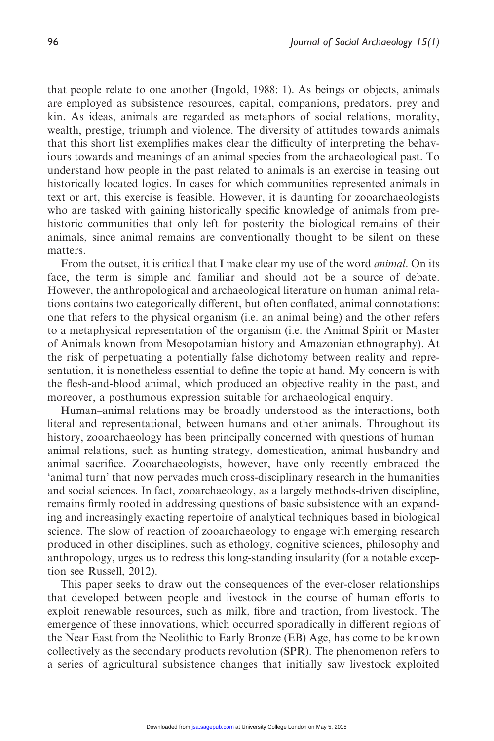that people relate to one another (Ingold, 1988: 1). As beings or objects, animals are employed as subsistence resources, capital, companions, predators, prey and kin. As ideas, animals are regarded as metaphors of social relations, morality, wealth, prestige, triumph and violence. The diversity of attitudes towards animals that this short list exemplifies makes clear the difficulty of interpreting the behaviours towards and meanings of an animal species from the archaeological past. To understand how people in the past related to animals is an exercise in teasing out historically located logics. In cases for which communities represented animals in text or art, this exercise is feasible. However, it is daunting for zooarchaeologists who are tasked with gaining historically specific knowledge of animals from prehistoric communities that only left for posterity the biological remains of their animals, since animal remains are conventionally thought to be silent on these matters.

From the outset, it is critical that I make clear my use of the word *animal*. On its face, the term is simple and familiar and should not be a source of debate. However, the anthropological and archaeological literature on human–animal relations contains two categorically different, but often conflated, animal connotations: one that refers to the physical organism (i.e. an animal being) and the other refers to a metaphysical representation of the organism (i.e. the Animal Spirit or Master of Animals known from Mesopotamian history and Amazonian ethnography). At the risk of perpetuating a potentially false dichotomy between reality and representation, it is nonetheless essential to define the topic at hand. My concern is with the flesh-and-blood animal, which produced an objective reality in the past, and moreover, a posthumous expression suitable for archaeological enquiry.

Human–animal relations may be broadly understood as the interactions, both literal and representational, between humans and other animals. Throughout its history, zooarchaeology has been principally concerned with questions of human–animal relations, such as hunting strategy, domestication, animal husbandry and animal sacrifice. Zooarchaeologists, however, have only recently embraced the 'animal turn' that now pervades much cross-disciplinary research in the humanities and social sciences. In fact, zooarchaeology, as a largely methods-driven discipline, remains firmly rooted in addressing questions of basic subsistence with an expanding and increasingly exacting repertoire of analytical techniques based in biological science. The slow of reaction of zooarchaeology to engage with emerging research produced in other disciplines, such as ethology, cognitive sciences, philosophy and anthropology, urges us to redress this long-standing insularity (for a notable exception see Russell, 2012).

This paper seeks to draw out the consequences of the ever-closer relationships that developed between people and livestock in the course of human efforts to exploit renewable resources, such as milk, fibre and traction, from livestock. The emergence of these innovations, which occurred sporadically in different regions of the Near East from the Neolithic to Early Bronze (EB) Age, has come to be known collectively as the secondary products revolution (SPR). The phenomenon refers to a series of agricultural subsistence changes that initially saw livestock exploited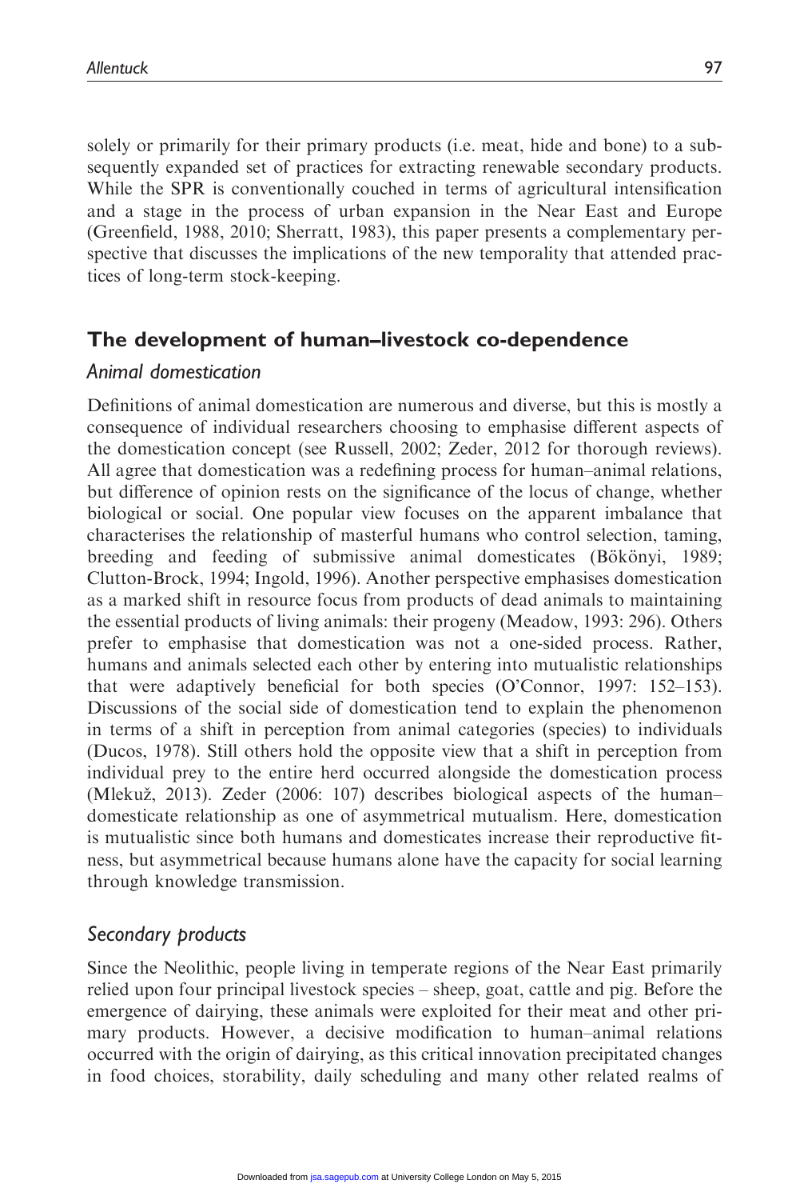solely or primarily for their primary products (i.e. meat, hide and bone) to a subsequently expanded set of practices for extracting renewable secondary products. While the SPR is conventionally couched in terms of agricultural intensification and a stage in the process of urban expansion in the Near East and Europe (Greenfield, 1988, 2010; Sherratt, 1983), this paper presents a complementary perspective that discusses the implications of the new temporality that attended practices of long-term stock-keeping.

## The development of human–livestock co-dependence

### *Animal domestication*

Definitions of animal domestication are numerous and diverse, but this is mostly a consequence of individual researchers choosing to emphasise different aspects of the domestication concept (see Russell, 2002; Zeder, 2012 for thorough reviews). All agree that domestication was a redefining process for human–animal relations, but difference of opinion rests on the significance of the locus of change, whether biological or social. One popular view focuses on the apparent imbalance that characterises the relationship of masterful humans who control selection, taming, breeding and feeding of submissive animal domesticates (Bökönyi, 1989; Clutton-Brock, 1994; Ingold, 1996). Another perspective emphasises domestication as a marked shift in resource focus from products of dead animals to maintaining the essential products of living animals: their progeny (Meadow, 1993: 296). Others prefer to emphasise that domestication was not a one-sided process. Rather, humans and animals selected each other by entering into mutualistic relationships that were adaptively beneficial for both species (O'Connor, 1997: 152–153). Discussions of the social side of domestication tend to explain the phenomenon in terms of a shift in perception from animal categories (species) to individuals (Ducos, 1978). Still others hold the opposite view that a shift in perception from individual prey to the entire herd occurred alongside the domestication process (Mlekuž, 2013). Zeder (2006: 107) describes biological aspects of the human–domesticate relationship as one of asymmetrical mutualism. Here, domestication is mutualistic since both humans and domesticates increase their reproductive fitness, but asymmetrical because humans alone have the capacity for social learning through knowledge transmission.

### *Secondary products*

Since the Neolithic, people living in temperate regions of the Near East primarily relied upon four principal livestock species – sheep, goat, cattle and pig. Before the emergence of dairying, these animals were exploited for their meat and other primary products. However, a decisive modification to human–animal relations occurred with the origin of dairying, as this critical innovation precipitated changes in food choices, storability, daily scheduling and many other related realms of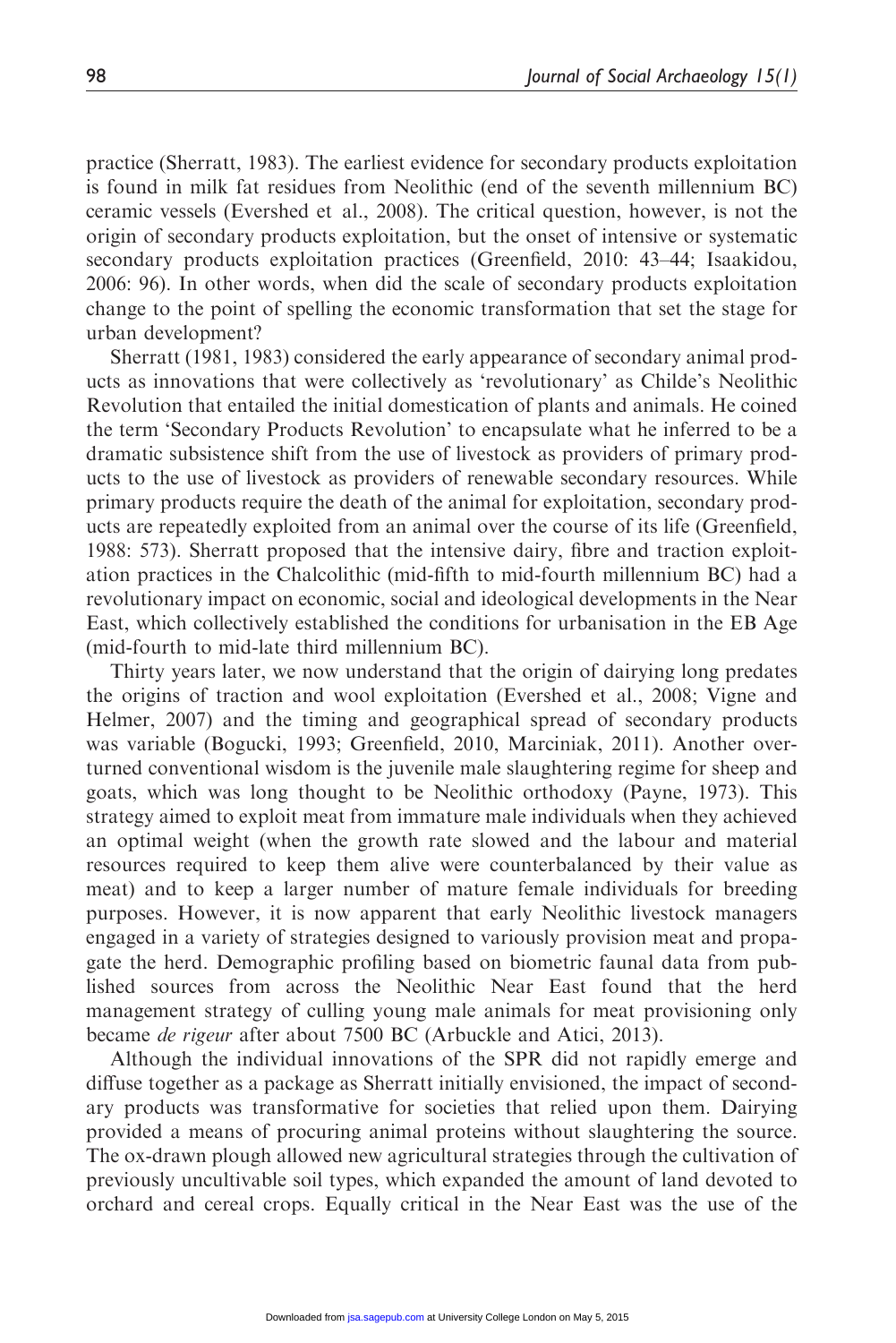practice (Sherratt, 1983). The earliest evidence for secondary products exploitation is found in milk fat residues from Neolithic (end of the seventh millennium BC) ceramic vessels (Evershed et al., 2008). The critical question, however, is not the origin of secondary products exploitation, but the onset of intensive or systematic secondary products exploitation practices (Greenfield, 2010: 43–44; Isaakidou, 2006: 96). In other words, when did the scale of secondary products exploitation change to the point of spelling the economic transformation that set the stage for urban development?

Sherratt (1981, 1983) considered the early appearance of secondary animal products as innovations that were collectively as 'revolutionary' as Childe's Neolithic Revolution that entailed the initial domestication of plants and animals. He coined the term 'Secondary Products Revolution' to encapsulate what he inferred to be a dramatic subsistence shift from the use of livestock as providers of primary products to the use of livestock as providers of renewable secondary resources. While primary products require the death of the animal for exploitation, secondary products are repeatedly exploited from an animal over the course of its life (Greenfield, 1988: 573). Sherratt proposed that the intensive dairy, fibre and traction exploitation practices in the Chalcolithic (mid-fifth to mid-fourth millennium BC) had a revolutionary impact on economic, social and ideological developments in the Near East, which collectively established the conditions for urbanisation in the EB Age (mid-fourth to mid-late third millennium BC).

Thirty years later, we now understand that the origin of dairying long predates the origins of traction and wool exploitation (Evershed et al., 2008; Vigne and Helmer, 2007) and the timing and geographical spread of secondary products was variable (Bogucki, 1993; Greenfield, 2010, Marciniak, 2011). Another overturned conventional wisdom is the juvenile male slaughtering regime for sheep and goats, which was long thought to be Neolithic orthodoxy (Payne, 1973). This strategy aimed to exploit meat from immature male individuals when they achieved an optimal weight (when the growth rate slowed and the labour and material resources required to keep them alive were counterbalanced by their value as meat) and to keep a larger number of mature female individuals for breeding purposes. However, it is now apparent that early Neolithic livestock managers engaged in a variety of strategies designed to variously provision meat and propagate the herd. Demographic profiling based on biometric faunal data from published sources from across the Neolithic Near East found that the herd management strategy of culling young male animals for meat provisioning only became *de rigeur* after about 7500 BC (Arbuckle and Atici, 2013).

Although the individual innovations of the SPR did not rapidly emerge and diffuse together as a package as Sherratt initially envisioned, the impact of secondary products was transformative for societies that relied upon them. Dairying provided a means of procuring animal proteins without slaughtering the source. The ox-drawn plough allowed new agricultural strategies through the cultivation of previously uncultivable soil types, which expanded the amount of land devoted to orchard and cereal crops. Equally critical in the Near East was the use of the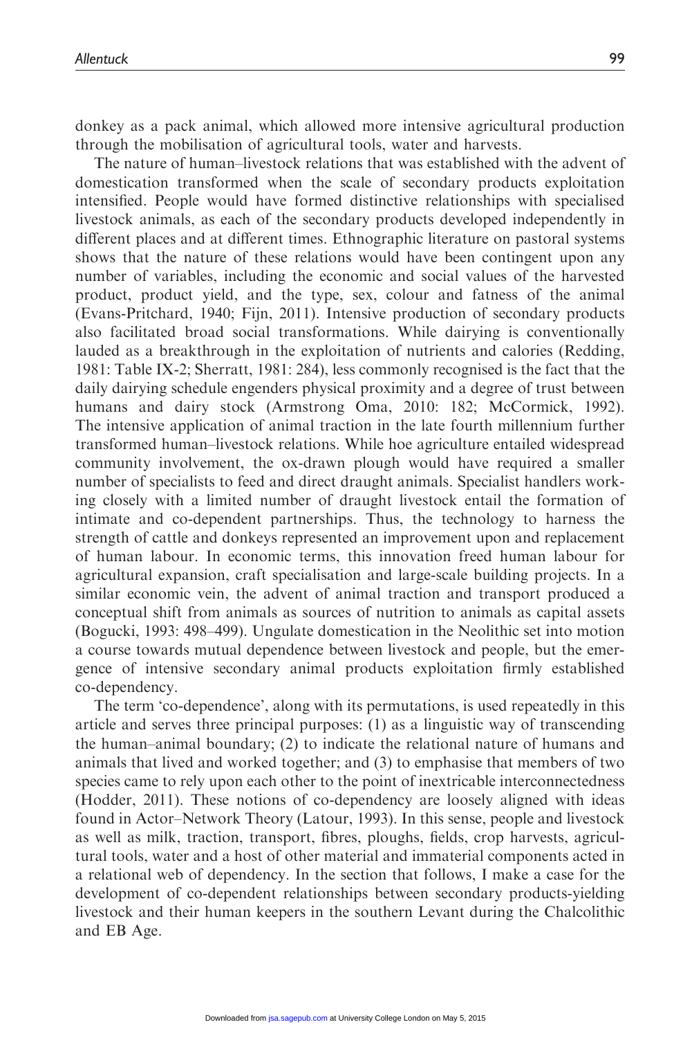donkey as a pack animal, which allowed more intensive agricultural production through the mobilisation of agricultural tools, water and harvests.

The nature of human–livestock relations that was established with the advent of domestication transformed when the scale of secondary products exploitation intensified. People would have formed distinctive relationships with specialised livestock animals, as each of the secondary products developed independently in different places and at different times. Ethnographic literature on pastoral systems shows that the nature of these relations would have been contingent upon any number of variables, including the economic and social values of the harvested product, product yield, and the type, sex, colour and fatness of the animal (Evans-Pritchard, 1940; Fijn, 2011). Intensive production of secondary products also facilitated broad social transformations. While dairying is conventionally lauded as a breakthrough in the exploitation of nutrients and calories (Redding, 1981: Table IX-2; Sherratt, 1981: 284), less commonly recognised is the fact that the daily dairying schedule engenders physical proximity and a degree of trust between humans and dairy stock (Armstrong Oma, 2010: 182; McCormick, 1992). The intensive application of animal traction in the late fourth millennium further transformed human–livestock relations. While hoe agriculture entailed widespread community involvement, the ox-drawn plough would have required a smaller number of specialists to feed and direct draught animals. Specialist handlers working closely with a limited number of draught livestock entail the formation of intimate and co-dependent partnerships. Thus, the technology to harness the strength of cattle and donkeys represented an improvement upon and replacement of human labour. In economic terms, this innovation freed human labour for agricultural expansion, craft specialisation and large-scale building projects. In a similar economic vein, the advent of animal traction and transport produced a conceptual shift from animals as sources of nutrition to animals as capital assets (Bogucki, 1993: 498–499). Ungulate domestication in the Neolithic set into motion a course towards mutual dependence between livestock and people, but the emergence of intensive secondary animal products exploitation firmly established co-dependency.

The term 'co-dependence', along with its permutations, is used repeatedly in this article and serves three principal purposes: (1) as a linguistic way of transcending the human–animal boundary; (2) to indicate the relational nature of humans and animals that lived and worked together; and (3) to emphasise that members of two species came to rely upon each other to the point of inextricable interconnectedness (Hodder, 2011). These notions of co-dependency are loosely aligned with ideas found in Actor–Network Theory (Latour, 1993). In this sense, people and livestock as well as milk, traction, transport, fibres, ploughs, fields, crop harvests, agricultural tools, water and a host of other material and immaterial components acted in a relational web of dependency. In the section that follows, I make a case for the development of co-dependent relationships between secondary products-yielding livestock and their human keepers in the southern Levant during the Chalcolithic and EB Age.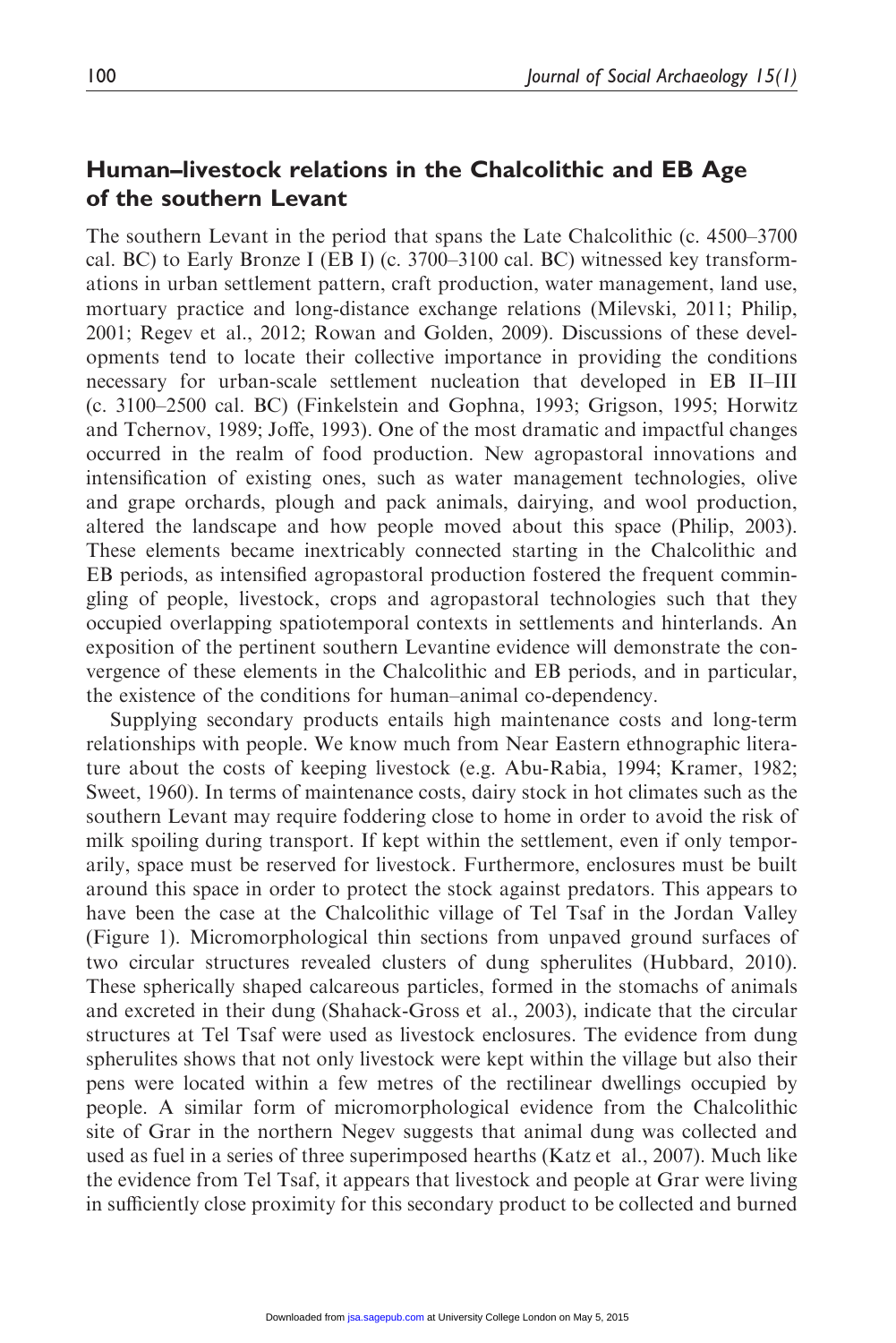## Human–livestock relations in the Chalcolithic and EB Age of the southern Levant

The southern Levant in the period that spans the Late Chalcolithic (c. 4500–3700 cal. BC) to Early Bronze I (EB I) (c. 3700–3100 cal. BC) witnessed key transformations in urban settlement pattern, craft production, water management, land use, mortuary practice and long-distance exchange relations (Milevski, 2011; Philip, 2001; Regev et al., 2012; Rowan and Golden, 2009). Discussions of these developments tend to locate their collective importance in providing the conditions necessary for urban-scale settlement nucleation that developed in EB II–III (c. 3100–2500 cal. BC) (Finkelstein and Gophna, 1993; Grigson, 1995; Horwitz and Tchernov, 1989; Joffe, 1993). One of the most dramatic and impactful changes occurred in the realm of food production. New agropastoral innovations and intensification of existing ones, such as water management technologies, olive and grape orchards, plough and pack animals, dairying, and wool production, altered the landscape and how people moved about this space (Philip, 2003). These elements became inextricably connected starting in the Chalcolithic and EB periods, as intensified agropastoral production fostered the frequent commingling of people, livestock, crops and agropastoral technologies such that they occupied overlapping spatiotemporal contexts in settlements and hinterlands. An exposition of the pertinent southern Levantine evidence will demonstrate the convergence of these elements in the Chalcolithic and EB periods, and in particular, the existence of the conditions for human–animal co-dependency.

Supplying secondary products entails high maintenance costs and long-term relationships with people. We know much from Near Eastern ethnographic literature about the costs of keeping livestock (e.g. Abu-Rabia, 1994; Kramer, 1982; Sweet, 1960). In terms of maintenance costs, dairy stock in hot climates such as the southern Levant may require foddering close to home in order to avoid the risk of milk spoiling during transport. If kept within the settlement, even if only temporarily, space must be reserved for livestock. Furthermore, enclosures must be built around this space in order to protect the stock against predators. This appears to have been the case at the Chalcolithic village of Tel Tsaf in the Jordan Valley (Figure 1). Micromorphological thin sections from unpaved ground surfaces of two circular structures revealed clusters of dung spherulites (Hubbard, 2010). These spherically shaped calcareous particles, formed in the stomachs of animals and excreted in their dung (Shahack-Gross et al., 2003), indicate that the circular structures at Tel Tsaf were used as livestock enclosures. The evidence from dung spherulites shows that not only livestock were kept within the village but also their pens were located within a few metres of the rectilinear dwellings occupied by people. A similar form of micromorphological evidence from the Chalcolithic site of Grar in the northern Negev suggests that animal dung was collected and used as fuel in a series of three superimposed hearths (Katz et al., 2007). Much like the evidence from Tel Tsaf, it appears that livestock and people at Grar were living in sufficiently close proximity for this secondary product to be collected and burned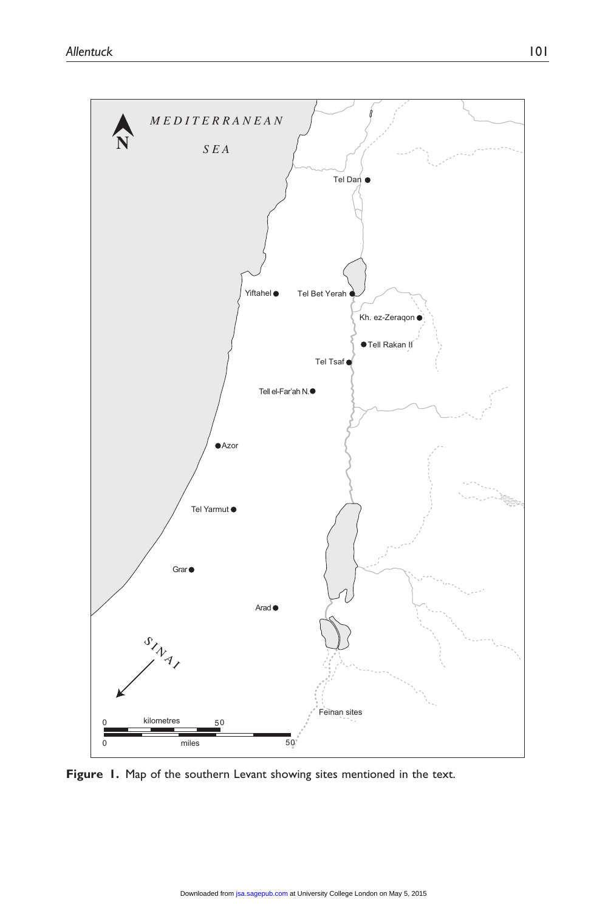**Figure 1.** Map of the southern Levant showing sites mentioned in the text.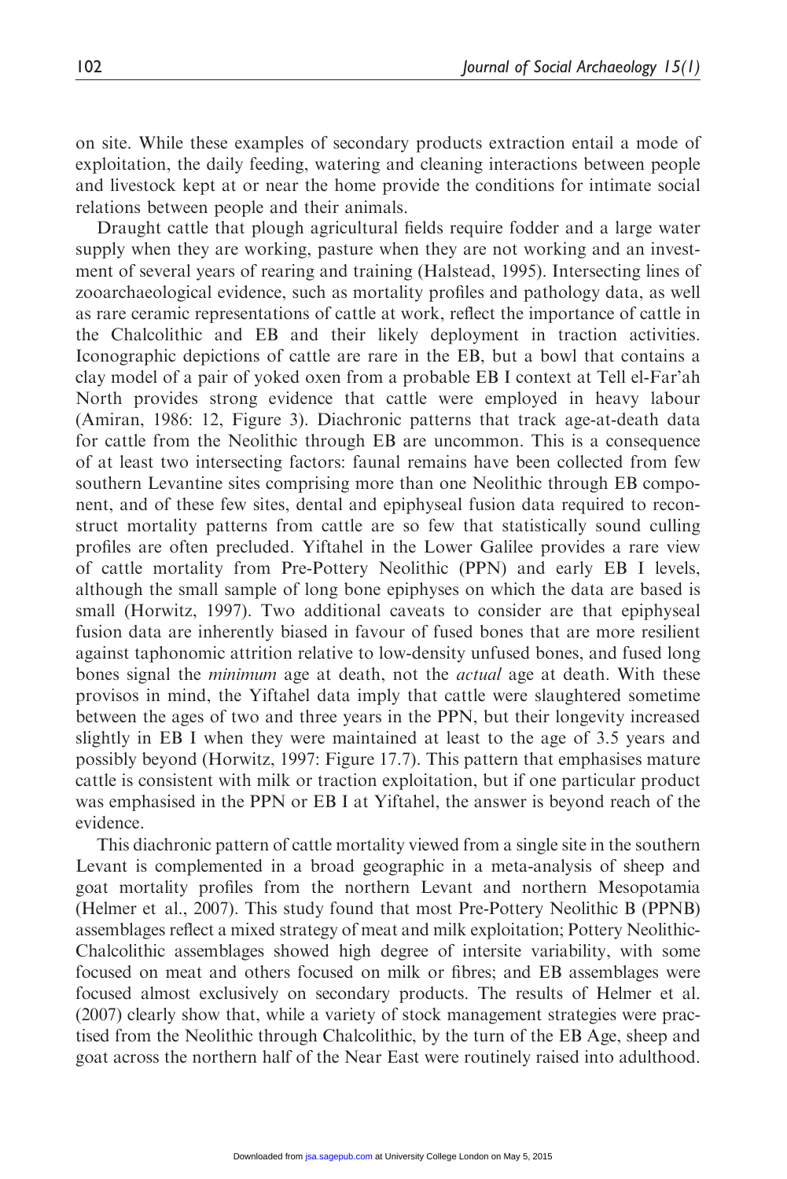on site. While these examples of secondary products extraction entail a mode of exploitation, the daily feeding, watering and cleaning interactions between people and livestock kept at or near the home provide the conditions for intimate social relations between people and their animals.

Draught cattle that plough agricultural fields require fodder and a large water supply when they are working, pasture when they are not working and an investment of several years of rearing and training (Halstead, 1995). Intersecting lines of zooarchaeological evidence, such as mortality profiles and pathology data, as well as rare ceramic representations of cattle at work, reflect the importance of cattle in the Chalcolithic and EB and their likely deployment in traction activities. Iconographic depictions of cattle are rare in the EB, but a bowl that contains a clay model of a pair of yoked oxen from a probable EB I context at Tell el-Far'ah North provides strong evidence that cattle were employed in heavy labour (Amiran, 1986: 12, Figure 3). Diachronic patterns that track age-at-death data for cattle from the Neolithic through EB are uncommon. This is a consequence of at least two intersecting factors: faunal remains have been collected from few southern Levantine sites comprising more than one Neolithic through EB component, and of these few sites, dental and epiphyseal fusion data required to reconstruct mortality patterns from cattle are so few that statistically sound culling profiles are often precluded. Yiftahel in the Lower Galilee provides a rare view of cattle mortality from Pre-Pottery Neolithic (PPN) and early EB I levels, although the small sample of long bone epiphyses on which the data are based is small (Horwitz, 1997). Two additional caveats to consider are that epiphyseal fusion data are inherently biased in favour of fused bones that are more resilient against taphonomic attrition relative to low-density unfused bones, and fused long bones signal the *minimum* age at death, not the *actual* age at death. With these provisos in mind, the Yiftahel data imply that cattle were slaughtered sometime between the ages of two and three years in the PPN, but their longevity increased slightly in EB I when they were maintained at least to the age of 3.5 years and possibly beyond (Horwitz, 1997: Figure 17.7). This pattern that emphasises mature cattle is consistent with milk or traction exploitation, but if one particular product was emphasised in the PPN or EB I at Yiftahel, the answer is beyond reach of the evidence.

This diachronic pattern of cattle mortality viewed from a single site in the southern Levant is complemented in a broad geographic in a meta-analysis of sheep and goat mortality profiles from the northern Levant and northern Mesopotamia (Helmer et al., 2007). This study found that most Pre-Pottery Neolithic B (PPNB) assemblages reflect a mixed strategy of meat and milk exploitation; Pottery Neolithic-Chalcolithic assemblages showed high degree of intersite variability, with some focused on meat and others focused on milk or fibres; and EB assemblages were focused almost exclusively on secondary products. The results of Helmer et al. (2007) clearly show that, while a variety of stock management strategies were practised from the Neolithic through Chalcolithic, by the turn of the EB Age, sheep and goat across the northern half of the Near East were routinely raised into adulthood.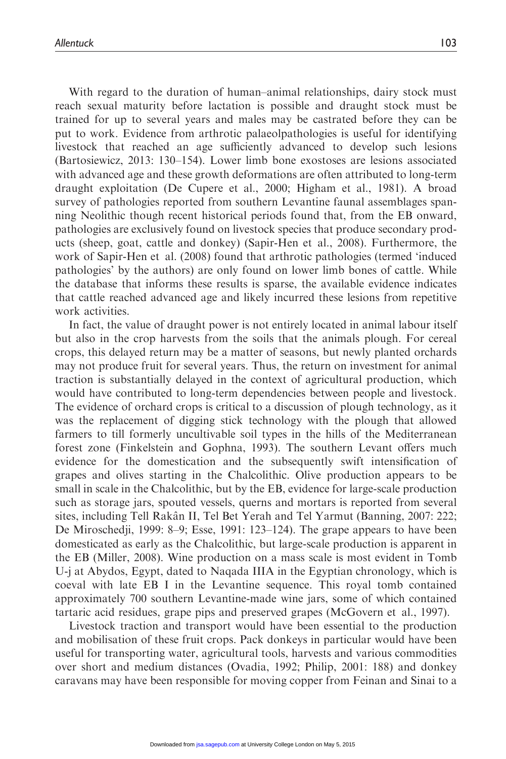With regard to the duration of human–animal relationships, dairy stock must reach sexual maturity before lactation is possible and draught stock must be trained for up to several years and males may be castrated before they can be put to work. Evidence from arthrotic palaeolpathologies is useful for identifying livestock that reached an age sufficiently advanced to develop such lesions (Bartosiewicz, 2013: 130–154). Lower limb bone exostoses are lesions associated with advanced age and these growth deformations are often attributed to long-term draught exploitation (De Cupere et al., 2000; Higham et al., 1981). A broad survey of pathologies reported from southern Levantine faunal assemblages spanning Neolithic though recent historical periods found that, from the EB onward, pathologies are exclusively found on livestock species that produce secondary products (sheep, goat, cattle and donkey) (Sapir-Hen et al., 2008). Furthermore, the work of Sapir-Hen et al. (2008) found that arthrotic pathologies (termed 'induced pathologies' by the authors) are only found on lower limb bones of cattle. While the database that informs these results is sparse, the available evidence indicates that cattle reached advanced age and likely incurred these lesions from repetitive work activities.

In fact, the value of draught power is not entirely located in animal labour itself but also in the crop harvests from the soils that the animals plough. For cereal crops, this delayed return may be a matter of seasons, but newly planted orchards may not produce fruit for several years. Thus, the return on investment for animal traction is substantially delayed in the context of agricultural production, which would have contributed to long-term dependencies between people and livestock. The evidence of orchard crops is critical to a discussion of plough technology, as it was the replacement of digging stick technology with the plough that allowed farmers to till formerly uncultivable soil types in the hills of the Mediterranean forest zone (Finkelstein and Gophna, 1993). The southern Levant offers much evidence for the domestication and the subsequently swift intensification of grapes and olives starting in the Chalcolithic. Olive production appears to be small in scale in the Chalcolithic, but by the EB, evidence for large-scale production such as storage jars, spouted vessels, querns and mortars is reported from several sites, including Tell Rakân II, Tel Bet Yerah and Tel Yarmut (Banning, 2007: 222; De Miroschedji, 1999: 8–9; Esse, 1991: 123–124). The grape appears to have been domesticated as early as the Chalcolithic, but large-scale production is apparent in the EB (Miller, 2008). Wine production on a mass scale is most evident in Tomb U-j at Abydos, Egypt, dated to Naqada IIIA in the Egyptian chronology, which is coeval with late EB I in the Levantine sequence. This royal tomb contained approximately 700 southern Levantine-made wine jars, some of which contained tartaric acid residues, grape pips and preserved grapes (McGovern et al., 1997).

Livestock traction and transport would have been essential to the production and mobilisation of these fruit crops. Pack donkeys in particular would have been useful for transporting water, agricultural tools, harvests and various commodities over short and medium distances (Ovadia, 1992; Philip, 2001: 188) and donkey caravans may have been responsible for moving copper from Feinan and Sinai to a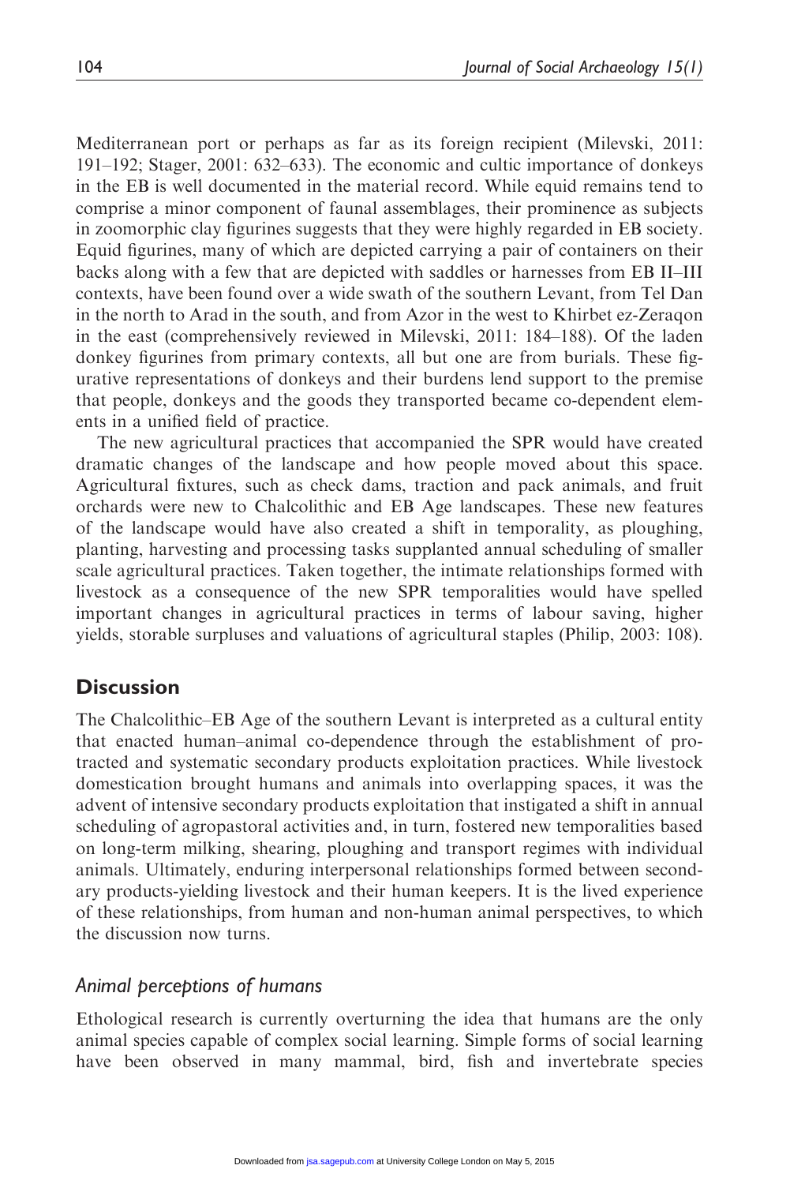Mediterranean port or perhaps as far as its foreign recipient (Milevski, 2011: 191–192; Stager, 2001: 632–633). The economic and cultic importance of donkeys in the EB is well documented in the material record. While equid remains tend to comprise a minor component of faunal assemblages, their prominence as subjects in zoomorphic clay figurines suggests that they were highly regarded in EB society. Equid figurines, many of which are depicted carrying a pair of containers on their backs along with a few that are depicted with saddles or harnesses from EB II–III contexts, have been found over a wide swath of the southern Levant, from Tel Dan in the north to Arad in the south, and from Azor in the west to Khirbet ez-Zeraqon in the east (comprehensively reviewed in Milevski, 2011: 184–188). Of the laden donkey figurines from primary contexts, all but one are from burials. These figurative representations of donkeys and their burdens lend support to the premise that people, donkeys and the goods they transported became co-dependent elements in a unified field of practice.

The new agricultural practices that accompanied the SPR would have created dramatic changes of the landscape and how people moved about this space. Agricultural fixtures, such as check dams, traction and pack animals, and fruit orchards were new to Chalcolithic and EB Age landscapes. These new features of the landscape would have also created a shift in temporality, as ploughing, planting, harvesting and processing tasks supplanted annual scheduling of smaller scale agricultural practices. Taken together, the intimate relationships formed with livestock as a consequence of the new SPR temporalities would have spelled important changes in agricultural practices in terms of labour saving, higher yields, storable surpluses and valuations of agricultural staples (Philip, 2003: 108).

## Discussion

The Chalcolithic–EB Age of the southern Levant is interpreted as a cultural entity that enacted human–animal co-dependence through the establishment of protracted and systematic secondary products exploitation practices. While livestock domestication brought humans and animals into overlapping spaces, it was the advent of intensive secondary products exploitation that instigated a shift in annual scheduling of agropastoral activities and, in turn, fostered new temporalities based on long-term milking, shearing, ploughing and transport regimes with individual animals. Ultimately, enduring interpersonal relationships formed between secondary products-yielding livestock and their human keepers. It is the lived experience of these relationships, from human and non-human animal perspectives, to which the discussion now turns.

### *Animal perceptions of humans*

Ethological research is currently overturning the idea that humans are the only animal species capable of complex social learning. Simple forms of social learning have been observed in many mammal, bird, fish and invertebrate species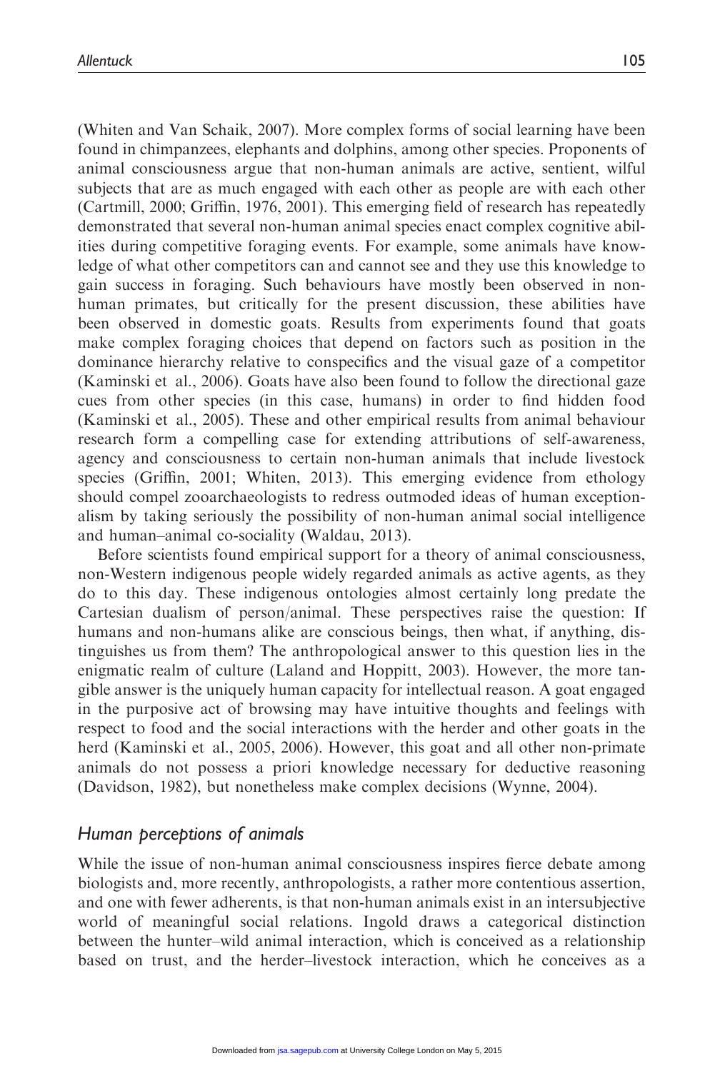(Whiten and Van Schaik, 2007). More complex forms of social learning have been found in chimpanzees, elephants and dolphins, among other species. Proponents of animal consciousness argue that non-human animals are active, sentient, wilful subjects that are as much engaged with each other as people are with each other (Cartmill, 2000; Griffin, 1976, 2001). This emerging field of research has repeatedly demonstrated that several non-human animal species enact complex cognitive abilities during competitive foraging events. For example, some animals have knowledge of what other competitors can and cannot see and they use this knowledge to gain success in foraging. Such behaviours have mostly been observed in non-human primates, but critically for the present discussion, these abilities have been observed in domestic goats. Results from experiments found that goats make complex foraging choices that depend on factors such as position in the dominance hierarchy relative to conspecifics and the visual gaze of a competitor (Kaminski et al., 2006). Goats have also been found to follow the directional gaze cues from other species (in this case, humans) in order to find hidden food (Kaminski et al., 2005). These and other empirical results from animal behaviour research form a compelling case for extending attributions of self-awareness, agency and consciousness to certain non-human animals that include livestock species (Griffin, 2001; Whiten, 2013). This emerging evidence from ethology should compel zooarchaeologists to redress outmoded ideas of human exceptionalism by taking seriously the possibility of non-human animal social intelligence and human–animal co-sociality (Waldau, 2013).

Before scientists found empirical support for a theory of animal consciousness, non-Western indigenous people widely regarded animals as active agents, as they do to this day. These indigenous ontologies almost certainly long predate the Cartesian dualism of person/animal. These perspectives raise the question: If humans and non-humans alike are conscious beings, then what, if anything, distinguishes us from them? The anthropological answer to this question lies in the enigmatic realm of culture (Laland and Hoppitt, 2003). However, the more tangible answer is the uniquely human capacity for intellectual reason. A goat engaged in the purposive act of browsing may have intuitive thoughts and feelings with respect to food and the social interactions with the herder and other goats in the herd (Kaminski et al., 2005, 2006). However, this goat and all other non-primate animals do not possess a priori knowledge necessary for deductive reasoning (Davidson, 1982), but nonetheless make complex decisions (Wynne, 2004).

## *Human perceptions of animals*

While the issue of non-human animal consciousness inspires fierce debate among biologists and, more recently, anthropologists, a rather more contentious assertion, and one with fewer adherents, is that non-human animals exist in an intersubjective world of meaningful social relations. Ingold draws a categorical distinction between the hunter–wild animal interaction, which is conceived as a relationship based on trust, and the herder–livestock interaction, which he conceives as a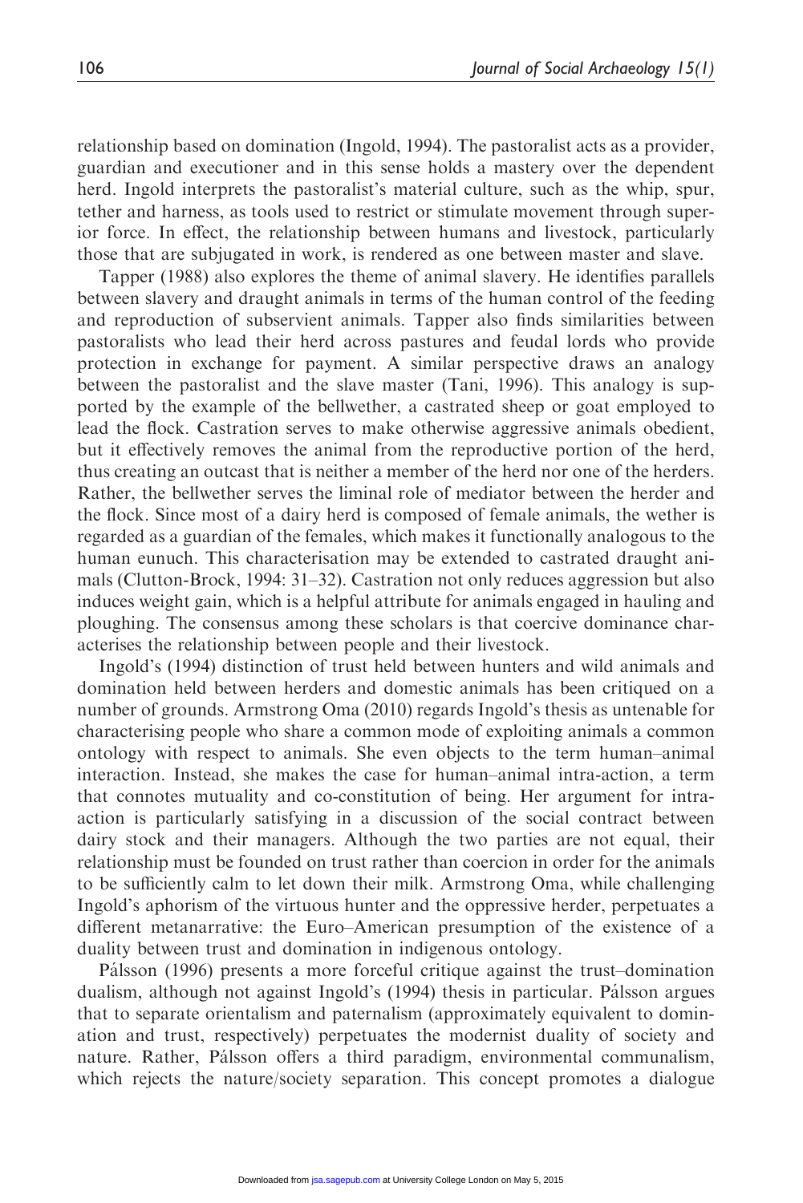relationship based on domination (Ingold, 1994). The pastoralist acts as a provider, guardian and executioner and in this sense holds a mastery over the dependent herd. Ingold interprets the pastoralist's material culture, such as the whip, spur, tether and harness, as tools used to restrict or stimulate movement through superior force. In effect, the relationship between humans and livestock, particularly those that are subjugated in work, is rendered as one between master and slave.

Tapper (1988) also explores the theme of animal slavery. He identifies parallels between slavery and draught animals in terms of the human control of the feeding and reproduction of subservient animals. Tapper also finds similarities between pastoralists who lead their herd across pastures and feudal lords who provide protection in exchange for payment. A similar perspective draws an analogy between the pastoralist and the slave master (Tani, 1996). This analogy is supported by the example of the bellwether, a castrated sheep or goat employed to lead the flock. Castration serves to make otherwise aggressive animals obedient, but it effectively removes the animal from the reproductive portion of the herd, thus creating an outcast that is neither a member of the herd nor one of the herders. Rather, the bellwether serves the liminal role of mediator between the herder and the flock. Since most of a dairy herd is composed of female animals, the wether is regarded as a guardian of the females, which makes it functionally analogous to the human eunuch. This characterisation may be extended to castrated draught animals (Clutton-Brock, 1994: 31–32). Castration not only reduces aggression but also induces weight gain, which is a helpful attribute for animals engaged in hauling and ploughing. The consensus among these scholars is that coercive dominance characterises the relationship between people and their livestock.

Ingold's (1994) distinction of trust held between hunters and wild animals and domination held between herders and domestic animals has been critiqued on a number of grounds. Armstrong Oma (2010) regards Ingold's thesis as untenable for characterising people who share a common mode of exploiting animals a common ontology with respect to animals. She even objects to the term human–animal interaction. Instead, she makes the case for human–animal intra-action, a term that connotes mutuality and co-constitution of being. Her argument for intra-action is particularly satisfying in a discussion of the social contract between dairy stock and their managers. Although the two parties are not equal, their relationship must be founded on trust rather than coercion in order for the animals to be sufficiently calm to let down their milk. Armstrong Oma, while challenging Ingold's aphorism of the virtuous hunter and the oppressive herder, perpetuates a different metanarrative: the Euro–American presumption of the existence of a duality between trust and domination in indigenous ontology.

Pálsson (1996) presents a more forceful critique against the trust–domination dualism, although not against Ingold's (1994) thesis in particular. Pálsson argues that to separate orientalism and paternalism (approximately equivalent to domination and trust, respectively) perpetuates the modernist duality of society and nature. Rather, Pálsson offers a third paradigm, environmental communalism, which rejects the nature/society separation. This concept promotes a dialogue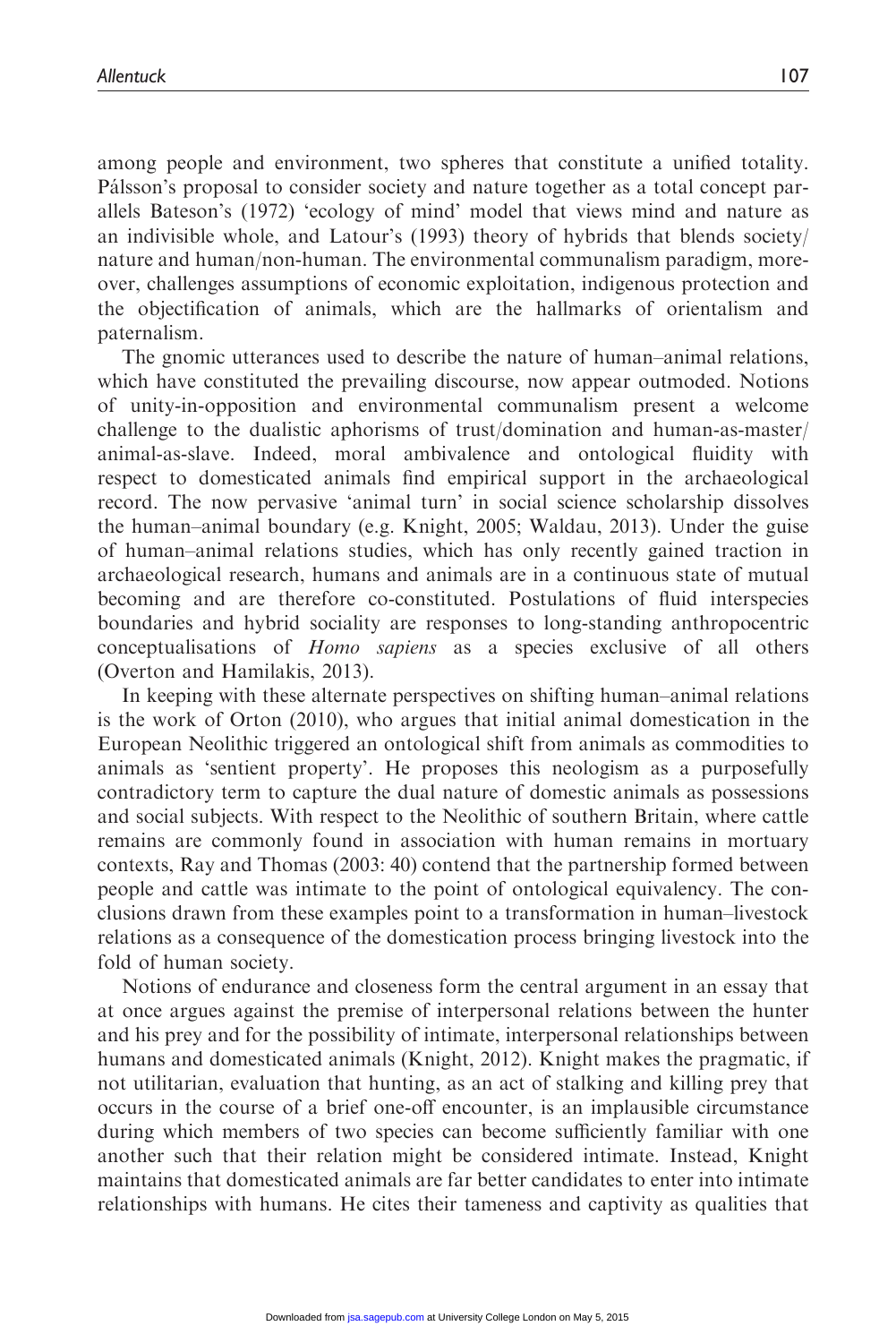among people and environment, two spheres that constitute a unified totality. Pálsson's proposal to consider society and nature together as a total concept parallels Bateson's (1972) 'ecology of mind' model that views mind and nature as an indivisible whole, and Latour's (1993) theory of hybrids that blends society/nature and human/non-human. The environmental communalism paradigm, moreover, challenges assumptions of economic exploitation, indigenous protection and the objectification of animals, which are the hallmarks of orientalism and paternalism.

The gnomic utterances used to describe the nature of human–animal relations, which have constituted the prevailing discourse, now appear outmoded. Notions of unity-in-opposition and environmental communalism present a welcome challenge to the dualistic aphorisms of trust/domination and human-as-master/animal-as-slave. Indeed, moral ambivalence and ontological fluidity with respect to domesticated animals find empirical support in the archaeological record. The now pervasive 'animal turn' in social science scholarship dissolves the human–animal boundary (e.g. Knight, 2005; Waldau, 2013). Under the guise of human–animal relations studies, which has only recently gained traction in archaeological research, humans and animals are in a continuous state of mutual becoming and are therefore co-constituted. Postulations of fluid interspecies boundaries and hybrid sociality are responses to long-standing anthropocentric conceptualisations of *Homo sapiens* as a species exclusive of all others (Overton and Hamilakis, 2013).

In keeping with these alternate perspectives on shifting human–animal relations is the work of Orton (2010), who argues that initial animal domestication in the European Neolithic triggered an ontological shift from animals as commodities to animals as 'sentient property'. He proposes this neologism as a purposefully contradictory term to capture the dual nature of domestic animals as possessions and social subjects. With respect to the Neolithic of southern Britain, where cattle remains are commonly found in association with human remains in mortuary contexts, Ray and Thomas (2003: 40) contend that the partnership formed between people and cattle was intimate to the point of ontological equivalency. The conclusions drawn from these examples point to a transformation in human–livestock relations as a consequence of the domestication process bringing livestock into the fold of human society.

Notions of endurance and closeness form the central argument in an essay that at once argues against the premise of interpersonal relations between the hunter and his prey and for the possibility of intimate, interpersonal relationships between humans and domesticated animals (Knight, 2012). Knight makes the pragmatic, if not utilitarian, evaluation that hunting, as an act of stalking and killing prey that occurs in the course of a brief one-off encounter, is an implausible circumstance during which members of two species can become sufficiently familiar with one another such that their relation might be considered intimate. Instead, Knight maintains that domesticated animals are far better candidates to enter into intimate relationships with humans. He cites their tameness and captivity as qualities that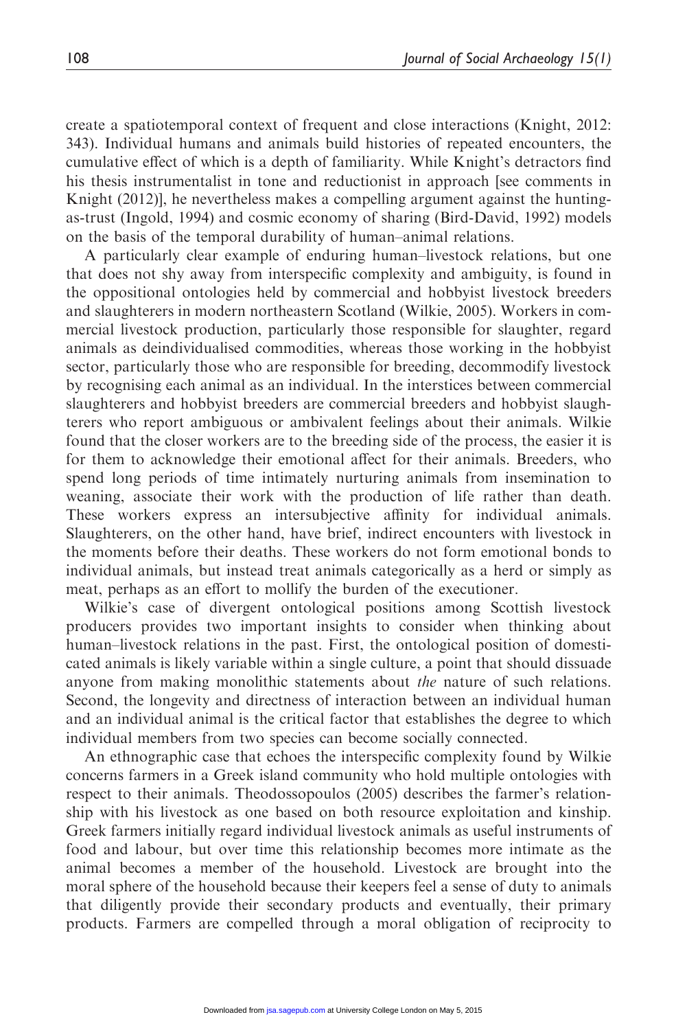create a spatiotemporal context of frequent and close interactions (Knight, 2012: 343). Individual humans and animals build histories of repeated encounters, the cumulative effect of which is a depth of familiarity. While Knight's detractors find his thesis instrumentalist in tone and reductionist in approach [see comments in Knight (2012)], he nevertheless makes a compelling argument against the hunting-as-trust (Ingold, 1994) and cosmic economy of sharing (Bird-David, 1992) models on the basis of the temporal durability of human–animal relations.

A particularly clear example of enduring human–livestock relations, but one that does not shy away from interspecific complexity and ambiguity, is found in the oppositional ontologies held by commercial and hobbyist livestock breeders and slaughterers in modern northeastern Scotland (Wilkie, 2005). Workers in commercial livestock production, particularly those responsible for slaughter, regard animals as deindividualised commodities, whereas those working in the hobbyist sector, particularly those who are responsible for breeding, decommodify livestock by recognising each animal as an individual. In the interstices between commercial slaughterers and hobbyist breeders are commercial breeders and hobbyist slaughterers who report ambiguous or ambivalent feelings about their animals. Wilkie found that the closer workers are to the breeding side of the process, the easier it is for them to acknowledge their emotional affect for their animals. Breeders, who spend long periods of time intimately nurturing animals from insemination to weaning, associate their work with the production of life rather than death. These workers express an intersubjective affinity for individual animals. Slaughterers, on the other hand, have brief, indirect encounters with livestock in the moments before their deaths. These workers do not form emotional bonds to individual animals, but instead treat animals categorically as a herd or simply as meat, perhaps as an effort to mollify the burden of the executioner.

Wilkie's case of divergent ontological positions among Scottish livestock producers provides two important insights to consider when thinking about human–livestock relations in the past. First, the ontological position of domesticated animals is likely variable within a single culture, a point that should dissuade anyone from making monolithic statements about *the* nature of such relations. Second, the longevity and directness of interaction between an individual human and an individual animal is the critical factor that establishes the degree to which individual members from two species can become socially connected.

An ethnographic case that echoes the interspecific complexity found by Wilkie concerns farmers in a Greek island community who hold multiple ontologies with respect to their animals. Theodossopoulos (2005) describes the farmer's relationship with his livestock as one based on both resource exploitation and kinship. Greek farmers initially regard individual livestock animals as useful instruments of food and labour, but over time this relationship becomes more intimate as the animal becomes a member of the household. Livestock are brought into the moral sphere of the household because their keepers feel a sense of duty to animals that diligently provide their secondary products and eventually, their primary products. Farmers are compelled through a moral obligation of reciprocity to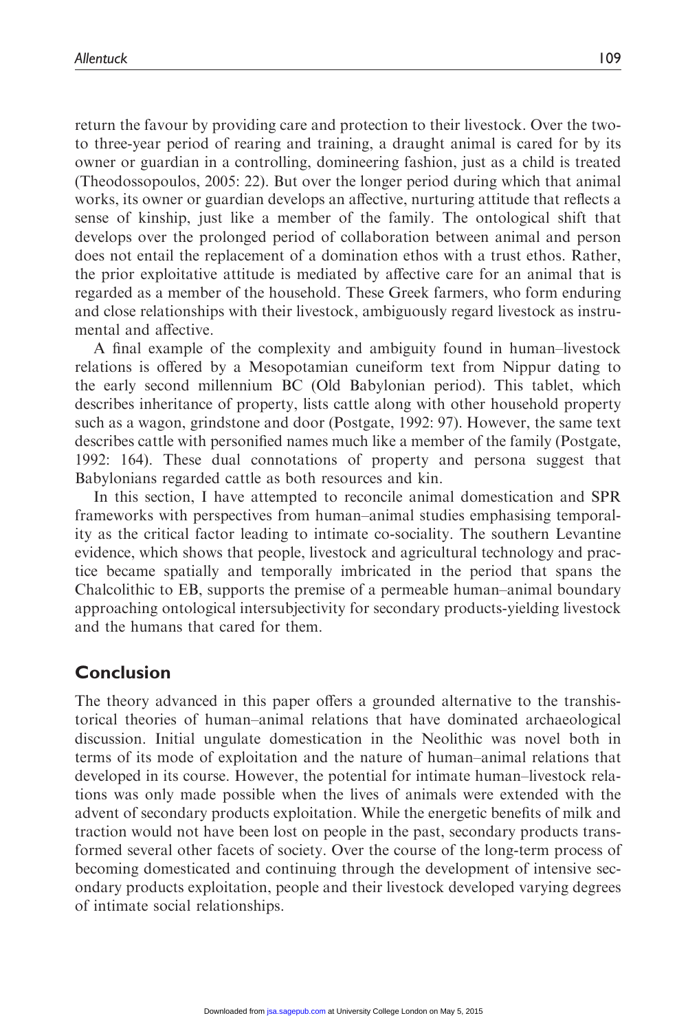return the favour by providing care and protection to their livestock. Over the two- to three-year period of rearing and training, a draught animal is cared for by its owner or guardian in a controlling, domineering fashion, just as a child is treated (Theodossopoulos, 2005: 22). But over the longer period during which that animal works, its owner or guardian develops an affective, nurturing attitude that reflects a sense of kinship, just like a member of the family. The ontological shift that develops over the prolonged period of collaboration between animal and person does not entail the replacement of a domination ethos with a trust ethos. Rather, the prior exploitative attitude is mediated by affective care for an animal that is regarded as a member of the household. These Greek farmers, who form enduring and close relationships with their livestock, ambiguously regard livestock as instrumental and affective.

A final example of the complexity and ambiguity found in human–livestock relations is offered by a Mesopotamian cuneiform text from Nippur dating to the early second millennium BC (Old Babylonian period). This tablet, which describes inheritance of property, lists cattle along with other household property such as a wagon, grindstone and door (Postgate, 1992: 97). However, the same text describes cattle with personified names much like a member of the family (Postgate, 1992: 164). These dual connotations of property and persona suggest that Babylonians regarded cattle as both resources and kin.

In this section, I have attempted to reconcile animal domestication and SPR frameworks with perspectives from human–animal studies emphasising temporality as the critical factor leading to intimate co-sociality. The southern Levantine evidence, which shows that people, livestock and agricultural technology and practice became spatially and temporally imbricated in the period that spans the Chalcolithic to EB, supports the premise of a permeable human–animal boundary approaching ontological intersubjectivity for secondary products-yielding livestock and the humans that cared for them.

## Conclusion

The theory advanced in this paper offers a grounded alternative to the transhistorical theories of human–animal relations that have dominated archaeological discussion. Initial ungulate domestication in the Neolithic was novel both in terms of its mode of exploitation and the nature of human–animal relations that developed in its course. However, the potential for intimate human–livestock relations was only made possible when the lives of animals were extended with the advent of secondary products exploitation. While the energetic benefits of milk and traction would not have been lost on people in the past, secondary products transformed several other facets of society. Over the course of the long-term process of becoming domesticated and continuing through the development of intensive secondary products exploitation, people and their livestock developed varying degrees of intimate social relationships.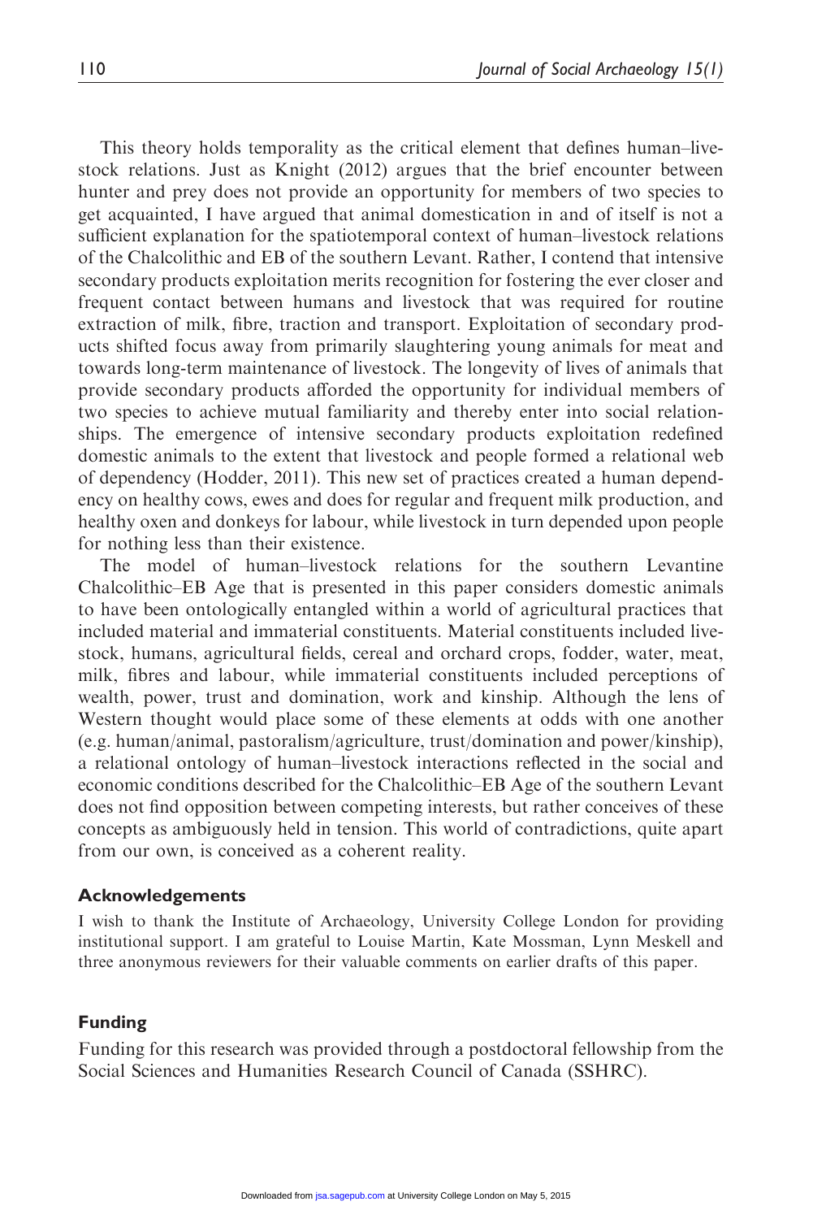This theory holds temporality as the critical element that defines human–livestock relations. Just as Knight (2012) argues that the brief encounter between hunter and prey does not provide an opportunity for members of two species to get acquainted, I have argued that animal domestication in and of itself is not a sufficient explanation for the spatiotemporal context of human–livestock relations of the Chalcolithic and EB of the southern Levant. Rather, I contend that intensive secondary products exploitation merits recognition for fostering the ever closer and frequent contact between humans and livestock that was required for routine extraction of milk, fibre, traction and transport. Exploitation of secondary products shifted focus away from primarily slaughtering young animals for meat and towards long-term maintenance of livestock. The longevity of lives of animals that provide secondary products afforded the opportunity for individual members of two species to achieve mutual familiarity and thereby enter into social relationships. The emergence of intensive secondary products exploitation redefined domestic animals to the extent that livestock and people formed a relational web of dependency (Hodder, 2011). This new set of practices created a human dependency on healthy cows, ewes and does for regular and frequent milk production, and healthy oxen and donkeys for labour, while livestock in turn depended upon people for nothing less than their existence.

The model of human–livestock relations for the southern Levantine Chalcolithic–EB Age that is presented in this paper considers domestic animals to have been ontologically entangled within a world of agricultural practices that included material and immaterial constituents. Material constituents included livestock, humans, agricultural fields, cereal and orchard crops, fodder, water, meat, milk, fibres and labour, while immaterial constituents included perceptions of wealth, power, trust and domination, work and kinship. Although the lens of Western thought would place some of these elements at odds with one another (e.g. human/animal, pastoralism/agriculture, trust/domination and power/kinship), a relational ontology of human–livestock interactions reflected in the social and economic conditions described for the Chalcolithic–EB Age of the southern Levant does not find opposition between competing interests, but rather conceives of these concepts as ambiguously held in tension. This world of contradictions, quite apart from our own, is conceived as a coherent reality.

## Acknowledgements

I wish to thank the Institute of Archaeology, University College London for providing institutional support. I am grateful to Louise Martin, Kate Mossman, Lynn Meskell and three anonymous reviewers for their valuable comments on earlier drafts of this paper.

## Funding

Funding for this research was provided through a postdoctoral fellowship from the Social Sciences and Humanities Research Council of Canada (SSHRC).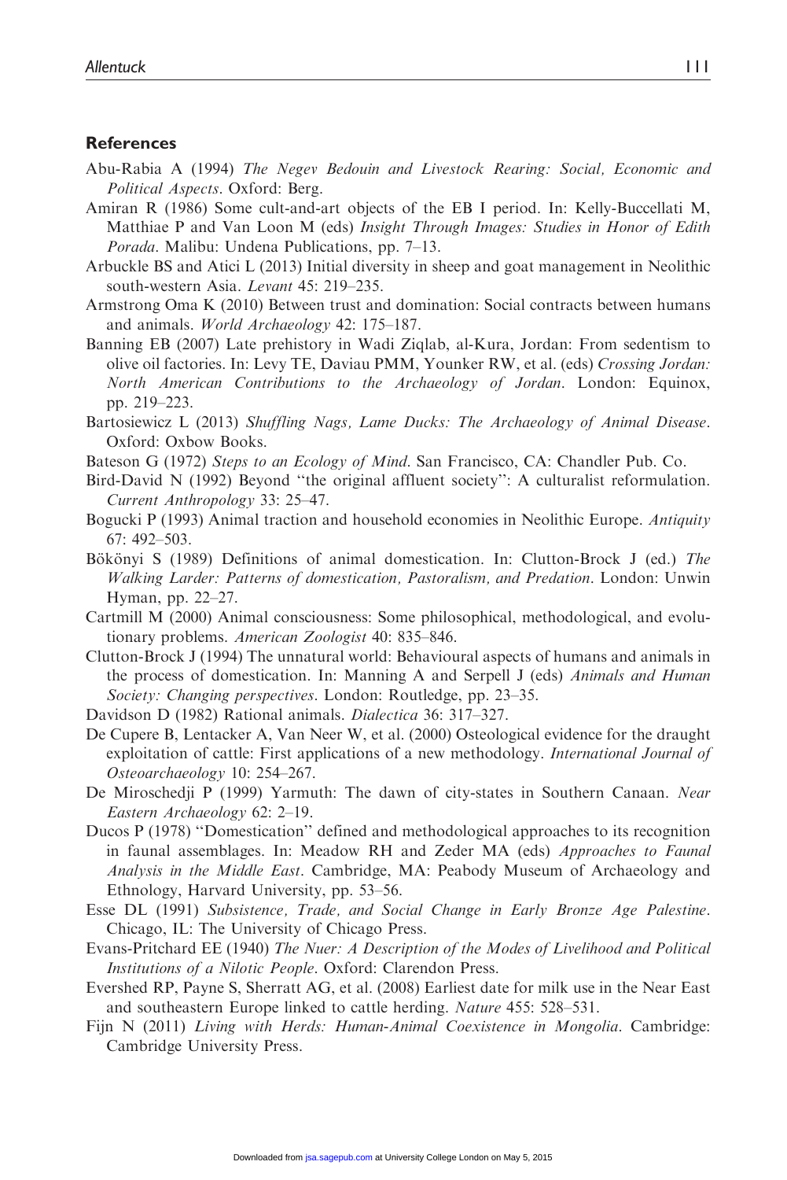## References

Abu-Rabia A (1994) *The Negev Bedouin and Livestock Rearing: Social, Economic and Political Aspects*. Oxford: Berg.

Amiran R (1986) Some cult-and-art objects of the EB I period. In: Kelly-Buccellati M, Matthiae P and Van Loon M (eds) *Insight Through Images: Studies in Honor of Edith Porada*. Malibu: Undena Publications, pp. 7–13.

Arbuckle BS and Atici L (2013) Initial diversity in sheep and goat management in Neolithic south-western Asia. *Levant* 45: 219–235.

Armstrong Oma K (2010) Between trust and domination: Social contracts between humans and animals. *World Archaeology* 42: 175–187.

Banning EB (2007) Late prehistory in Wadi Ziqlab, al-Kura, Jordan: From sedentism to olive oil factories. In: Levy TE, Daviau PMM, Younker RW, et al. (eds) *Crossing Jordan: North American Contributions to the Archaeology of Jordan*. London: Equinox, pp. 219–223.

Bartosiewicz L (2013) *Shuffling Nags, Lame Ducks: The Archaeology of Animal Disease*. Oxford: Oxbow Books.

Bateson G (1972) *Steps to an Ecology of Mind*. San Francisco, CA: Chandler Pub. Co.

Bird-David N (1992) Beyond "the original affluent society": A culturalist reformulation. *Current Anthropology* 33: 25–47.

Bogucki P (1993) Animal traction and household economies in Neolithic Europe. *Antiquity* 67: 492–503.

Bökönyi S (1989) Definitions of animal domestication. In: Clutton-Brock J (ed.) *The Walking Larder: Patterns of domestication, Pastoralism, and Predation*. London: Unwin Hyman, pp. 22–27.

Cartmill M (2000) Animal consciousness: Some philosophical, methodological, and evolutionary problems. *American Zoologist* 40: 835–846.

Clutton-Brock J (1994) The unnatural world: Behavioural aspects of humans and animals in the process of domestication. In: Manning A and Serpell J (eds) *Animals and Human Society: Changing perspectives*. London: Routledge, pp. 23–35.

Davidson D (1982) Rational animals. *Dialectica* 36: 317–327.

De Cupere B, Lentacker A, Van Neer W, et al. (2000) Osteological evidence for the draught exploitation of cattle: First applications of a new methodology. *International Journal of Osteoarchaeology* 10: 254–267.

De Miroschedji P (1999) Yarmuth: The dawn of city-states in Southern Canaan. *Near Eastern Archaeology* 62: 2–19.

Ducos P (1978) "Domestication" defined and methodological approaches to its recognition in faunal assemblages. In: Meadow RH and Zeder MA (eds) *Approaches to Faunal Analysis in the Middle East*. Cambridge, MA: Peabody Museum of Archaeology and Ethnology, Harvard University, pp. 53–56.

Esse DL (1991) *Subsistence, Trade, and Social Change in Early Bronze Age Palestine*. Chicago, IL: The University of Chicago Press.

Evans-Pritchard EE (1940) *The Nuer: A Description of the Modes of Livelihood and Political Institutions of a Nilotic People*. Oxford: Clarendon Press.

Evershed RP, Payne S, Sherratt AG, et al. (2008) Earliest date for milk use in the Near East and southeastern Europe linked to cattle herding. *Nature* 455: 528–531.

Fijn N (2011) *Living with Herds: Human-Animal Coexistence in Mongolia*. Cambridge: Cambridge University Press.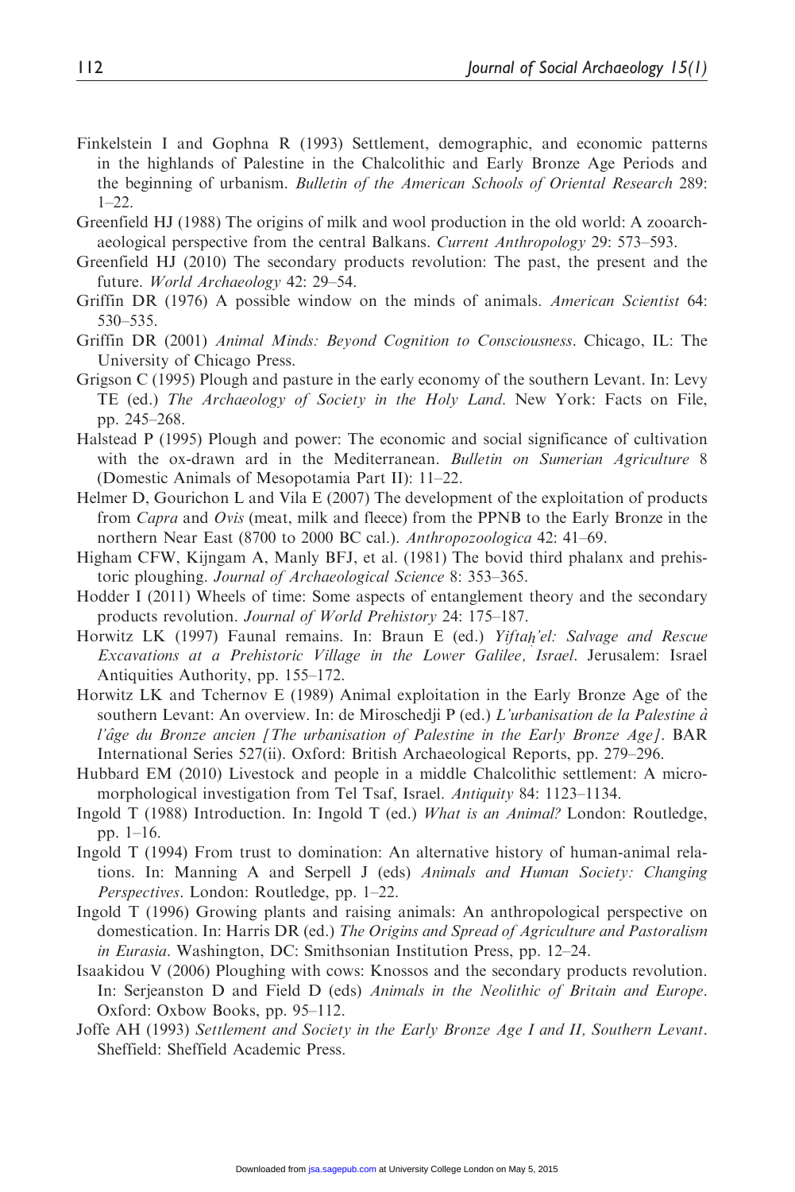Finkelstein I and Gophna R (1993) Settlement, demographic, and economic patterns in the highlands of Palestine in the Chalcolithic and Early Bronze Age Periods and the beginning of urbanism. *Bulletin of the American Schools of Oriental Research* 289: 1–22.

Greenfield HJ (1988) The origins of milk and wool production in the old world: A zooarchaeological perspective from the central Balkans. *Current Anthropology* 29: 573–593.

Greenfield HJ (2010) The secondary products revolution: The past, the present and the future. *World Archaeology* 42: 29–54.

Griffin DR (1976) A possible window on the minds of animals. *American Scientist* 64: 530–535.

Griffin DR (2001) *Animal Minds: Beyond Cognition to Consciousness*. Chicago, IL: The University of Chicago Press.

Grigson C (1995) Plough and pasture in the early economy of the southern Levant. In: Levy TE (ed.) *The Archaeology of Society in the Holy Land*. New York: Facts on File, pp. 245–268.

Halstead P (1995) Plough and power: The economic and social significance of cultivation with the ox-drawn ard in the Mediterranean. *Bulletin on Sumerian Agriculture* 8 (Domestic Animals of Mesopotamia Part II): 11–22.

Helmer D, Gourichon L and Vila E (2007) The development of the exploitation of products from *Capra* and *Ovis* (meat, milk and fleece) from the PPNB to the Early Bronze in the northern Near East (8700 to 2000 BC cal.). *Anthropozoologica* 42: 41–69.

Higham CFW, Kijngam A, Manly BFJ, et al. (1981) The bovid third phalanx and prehistoric ploughing. *Journal of Archaeological Science* 8: 353–365.

Hodder I (2011) Wheels of time: Some aspects of entanglement theory and the secondary products revolution. *Journal of World Prehistory* 24: 175–187.

Horwitz LK (1997) Faunal remains. In: Braun E (ed.) *Yiftaḥ'el: Salvage and Rescue Excavations at a Prehistoric Village in the Lower Galilee, Israel*. Jerusalem: Israel Antiquities Authority, pp. 155–172.

Horwitz LK and Tchernov E (1989) Animal exploitation in the Early Bronze Age of the southern Levant: An overview. In: de Miroschedji P (ed.) *L'urbanisation de la Palestine à l'âge du Bronze ancien [The urbanisation of Palestine in the Early Bronze Age]*. BAR International Series 527(ii). Oxford: British Archaeological Reports, pp. 279–296.

Hubbard EM (2010) Livestock and people in a middle Chalcolithic settlement: A micromorphological investigation from Tel Tsaf, Israel. *Antiquity* 84: 1123–1134.

Ingold T (1988) Introduction. In: Ingold T (ed.) *What is an Animal?* London: Routledge, pp. 1–16.

Ingold T (1994) From trust to domination: An alternative history of human-animal relations. In: Manning A and Serpell J (eds) *Animals and Human Society: Changing Perspectives*. London: Routledge, pp. 1–22.

Ingold T (1996) Growing plants and raising animals: An anthropological perspective on domestication. In: Harris DR (ed.) *The Origins and Spread of Agriculture and Pastoralism in Eurasia*. Washington, DC: Smithsonian Institution Press, pp. 12–24.

Isaakidou V (2006) Ploughing with cows: Knossos and the secondary products revolution. In: Serjeanston D and Field D (eds) *Animals in the Neolithic of Britain and Europe*. Oxford: Oxbow Books, pp. 95–112.

Joffe AH (1993) *Settlement and Society in the Early Bronze Age I and II, Southern Levant*. Sheffield: Sheffield Academic Press.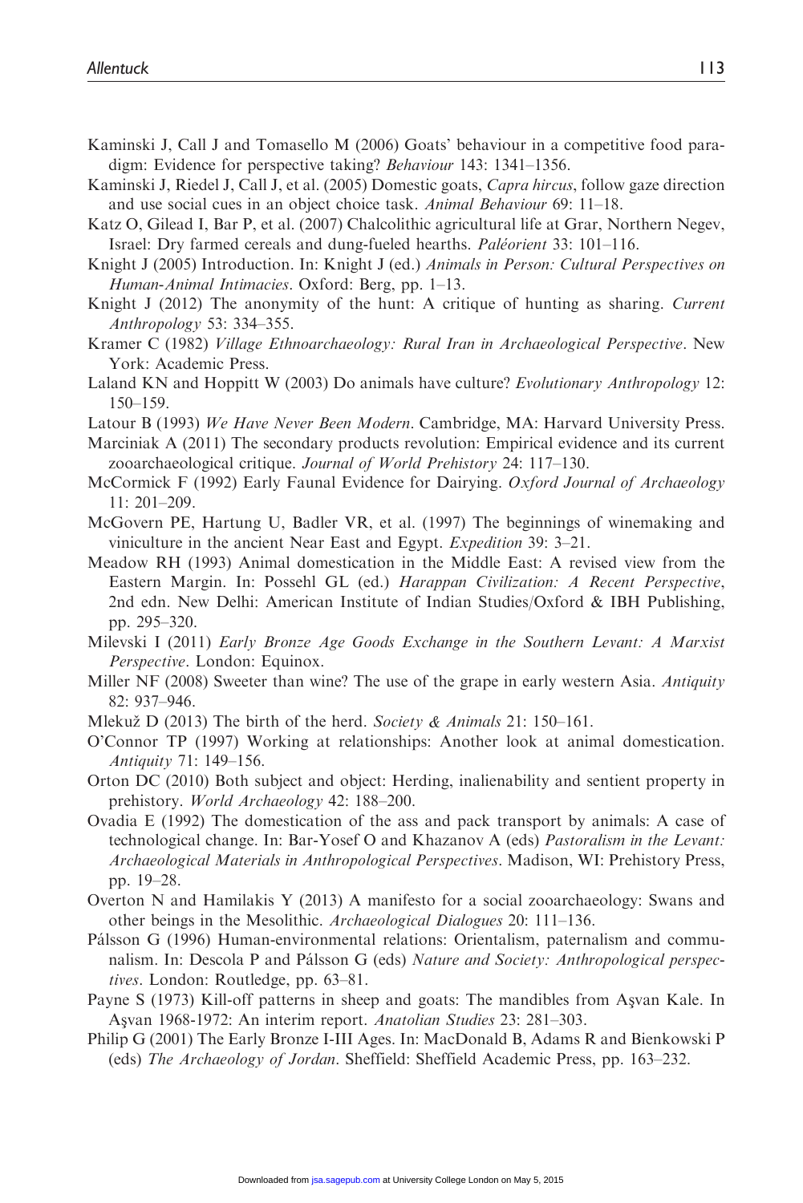Kaminski J, Call J and Tomasello M (2006) Goats' behaviour in a competitive food paradigm: Evidence for perspective taking? *Behaviour* 143: 1341–1356.

Kaminski J, Riedel J, Call J, et al. (2005) Domestic goats, *Capra hircus*, follow gaze direction and use social cues in an object choice task. *Animal Behaviour* 69: 11–18.

Katz O, Gilead I, Bar P, et al. (2007) Chalcolithic agricultural life at Grar, Northern Negev, Israel: Dry farmed cereals and dung-fueled hearths. *Paléorient* 33: 101–116.

Knight J (2005) Introduction. In: Knight J (ed.) *Animals in Person: Cultural Perspectives on Human-Animal Intimacies*. Oxford: Berg, pp. 1–13.

Knight J (2012) The anonymity of the hunt: A critique of hunting as sharing. *Current Anthropology* 53: 334–355.

Kramer C (1982) *Village Ethnoarchaeology: Rural Iran in Archaeological Perspective*. New York: Academic Press.

Laland KN and Hoppitt W (2003) Do animals have culture? *Evolutionary Anthropology* 12: 150–159.

Latour B (1993) *We Have Never Been Modern*. Cambridge, MA: Harvard University Press.

Marciniak A (2011) The secondary products revolution: Empirical evidence and its current zooarchaeological critique. *Journal of World Prehistory* 24: 117–130.

McCormick F (1992) Early Faunal Evidence for Dairying. *Oxford Journal of Archaeology* 11: 201–209.

McGovern PE, Hartung U, Badler VR, et al. (1997) The beginnings of winemaking and viniculture in the ancient Near East and Egypt. *Expedition* 39: 3–21.

Meadow RH (1993) Animal domestication in the Middle East: A revised view from the Eastern Margin. In: Possehl GL (ed.) *Harappan Civilization: A Recent Perspective*, 2nd edn. New Delhi: American Institute of Indian Studies/Oxford & IBH Publishing, pp. 295–320.

Milevski I (2011) *Early Bronze Age Goods Exchange in the Southern Levant: A Marxist Perspective*. London: Equinox.

Miller NF (2008) Sweeter than wine? The use of the grape in early western Asia. *Antiquity* 82: 937–946.

Mlekuž D (2013) The birth of the herd. *Society & Animals* 21: 150–161.

O'Connor TP (1997) Working at relationships: Another look at animal domestication. *Antiquity* 71: 149–156.

Orton DC (2010) Both subject and object: Herding, inalienability and sentient property in prehistory. *World Archaeology* 42: 188–200.

Ovadia E (1992) The domestication of the ass and pack transport by animals: A case of technological change. In: Bar-Yosef O and Khazanov A (eds) *Pastoralism in the Levant: Archaeological Materials in Anthropological Perspectives*. Madison, WI: Prehistory Press, pp. 19–28.

Overton N and Hamilakis Y (2013) A manifesto for a social zooarchaeology: Swans and other beings in the Mesolithic. *Archaeological Dialogues* 20: 111–136.

Pálsson G (1996) Human-environmental relations: Orientalism, paternalism and communalism. In: Descola P and Pálsson G (eds) *Nature and Society: Anthropological perspectives*. London: Routledge, pp. 63–81.

Payne S (1973) Kill-off patterns in sheep and goats: The mandibles from Aşvan Kale. In Aşvan 1968-1972: An interim report. *Anatolian Studies* 23: 281–303.

Philip G (2001) The Early Bronze I-III Ages. In: MacDonald B, Adams R and Bienkowski P (eds) *The Archaeology of Jordan*. Sheffield: Sheffield Academic Press, pp. 163–232.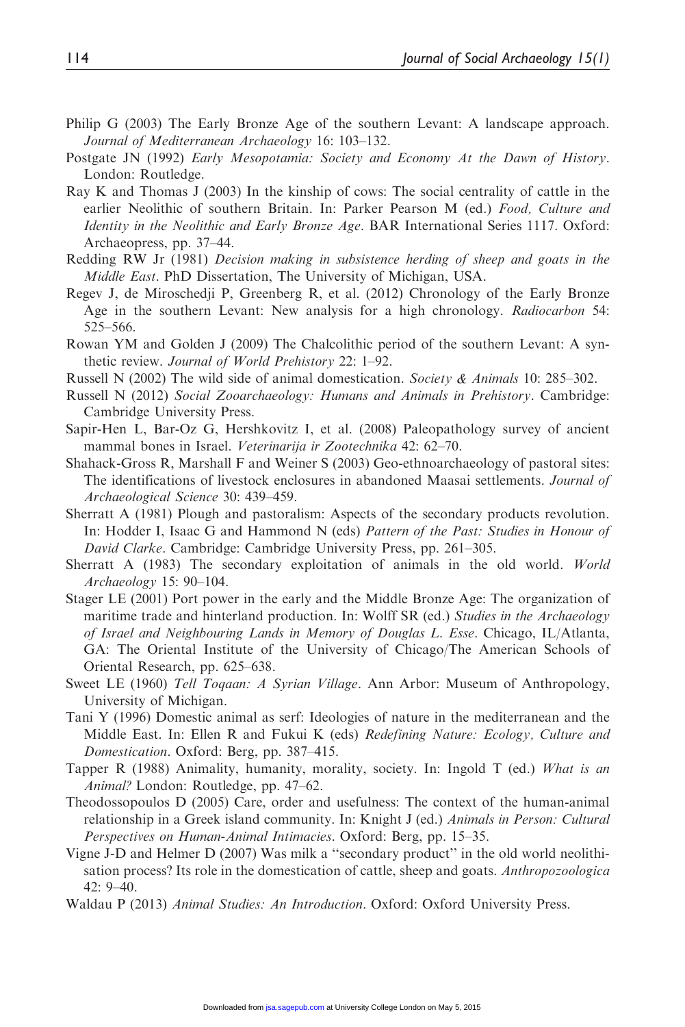Philip G (2003) The Early Bronze Age of the southern Levant: A landscape approach. *Journal of Mediterranean Archaeology* 16: 103–132.

Postgate JN (1992) *Early Mesopotamia: Society and Economy At the Dawn of History*. London: Routledge.

Ray K and Thomas J (2003) In the kinship of cows: The social centrality of cattle in the earlier Neolithic of southern Britain. In: Parker Pearson M (ed.) *Food, Culture and Identity in the Neolithic and Early Bronze Age*. BAR International Series 1117. Oxford: Archaeopress, pp. 37–44.

Redding RW Jr (1981) *Decision making in subsistence herding of sheep and goats in the Middle East*. PhD Dissertation, The University of Michigan, USA.

Regev J, de Miroschedji P, Greenberg R, et al. (2012) Chronology of the Early Bronze Age in the southern Levant: New analysis for a high chronology. *Radiocarbon* 54: 525–566.

Rowan YM and Golden J (2009) The Chalcolithic period of the southern Levant: A synthetic review. *Journal of World Prehistory* 22: 1–92.

Russell N (2002) The wild side of animal domestication. *Society & Animals* 10: 285–302.

Russell N (2012) *Social Zooarchaeology: Humans and Animals in Prehistory*. Cambridge: Cambridge University Press.

Sapir-Hen L, Bar-Oz G, Hershkovitz I, et al. (2008) Paleopathology survey of ancient mammal bones in Israel. *Veterinarija ir Zootechnika* 42: 62–70.

Shahack-Gross R, Marshall F and Weiner S (2003) Geo-ethnoarchaeology of pastoral sites: The identifications of livestock enclosures in abandoned Maasai settlements. *Journal of Archaeological Science* 30: 439–459.

Sherratt A (1981) Plough and pastoralism: Aspects of the secondary products revolution. In: Hodder I, Isaac G and Hammond N (eds) *Pattern of the Past: Studies in Honour of David Clarke*. Cambridge: Cambridge University Press, pp. 261–305.

Sherratt A (1983) The secondary exploitation of animals in the old world. *World Archaeology* 15: 90–104.

Stager LE (2001) Port power in the early and the Middle Bronze Age: The organization of maritime trade and hinterland production. In: Wolff SR (ed.) *Studies in the Archaeology of Israel and Neighbouring Lands in Memory of Douglas L. Esse*. Chicago, IL/Atlanta, GA: The Oriental Institute of the University of Chicago/The American Schools of Oriental Research, pp. 625–638.

Sweet LE (1960) *Tell Toqaan: A Syrian Village*. Ann Arbor: Museum of Anthropology, University of Michigan.

Tani Y (1996) Domestic animal as serf: Ideologies of nature in the mediterranean and the Middle East. In: Ellen R and Fukui K (eds) *Redefining Nature: Ecology, Culture and Domestication*. Oxford: Berg, pp. 387–415.

Tapper R (1988) Animality, humanity, morality, society. In: Ingold T (ed.) *What is an Animal?* London: Routledge, pp. 47–62.

Theodossopoulos D (2005) Care, order and usefulness: The context of the human-animal relationship in a Greek island community. In: Knight J (ed.) *Animals in Person: Cultural Perspectives on Human-Animal Intimacies*. Oxford: Berg, pp. 15–35.

Vigne J-D and Helmer D (2007) Was milk a ''secondary product'' in the old world neolithisation process? Its role in the domestication of cattle, sheep and goats. *Anthropozoologica* 42: 9–40.

Waldau P (2013) *Animal Studies: An Introduction*. Oxford: Oxford University Press.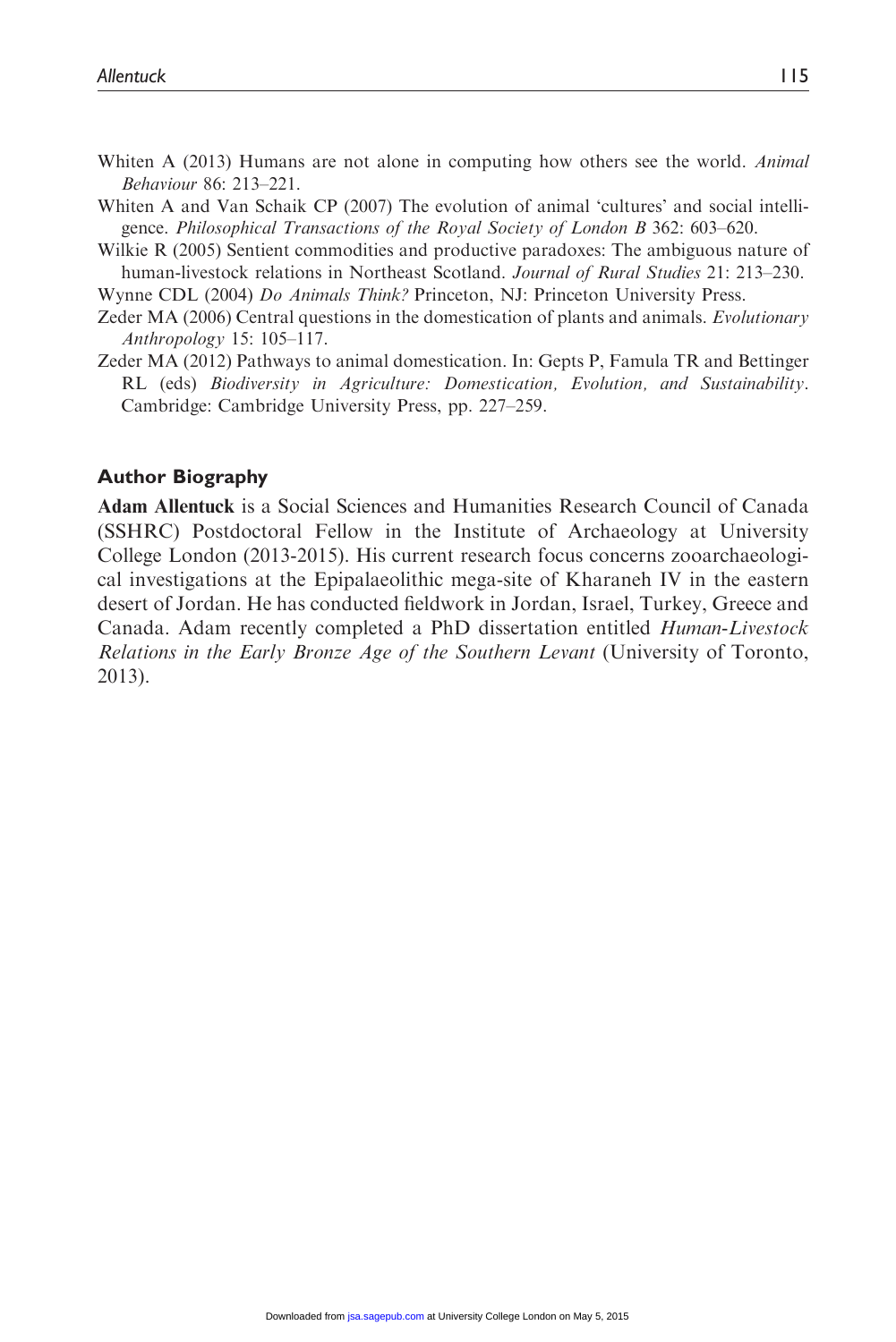Whiten A (2013) Humans are not alone in computing how others see the world. *Animal Behaviour* 86: 213–221.

Whiten A and Van Schaik CP (2007) The evolution of animal 'cultures' and social intelligence. *Philosophical Transactions of the Royal Society of London B* 362: 603–620.

Wilkie R (2005) Sentient commodities and productive paradoxes: The ambiguous nature of human-livestock relations in Northeast Scotland. *Journal of Rural Studies* 21: 213–230.

Wynne CDL (2004) *Do Animals Think?* Princeton, NJ: Princeton University Press.

Zeder MA (2006) Central questions in the domestication of plants and animals. *Evolutionary Anthropology* 15: 105–117.

Zeder MA (2012) Pathways to animal domestication. In: Gepts P, Famula TR and Bettinger RL (eds) *Biodiversity in Agriculture: Domestication, Evolution, and Sustainability*. Cambridge: Cambridge University Press, pp. 227–259.

### Author Biography

**Adam Allentuck** is a Social Sciences and Humanities Research Council of Canada (SSHRC) Postdoctoral Fellow in the Institute of Archaeology at University College London (2013-2015). His current research focus concerns zooarchaeological investigations at the Epipalaeolithic mega-site of Kharaneh IV in the eastern desert of Jordan. He has conducted fieldwork in Jordan, Israel, Turkey, Greece and Canada. Adam recently completed a PhD dissertation entitled *Human-Livestock Relations in the Early Bronze Age of the Southern Levant* (University of Toronto, 2013).